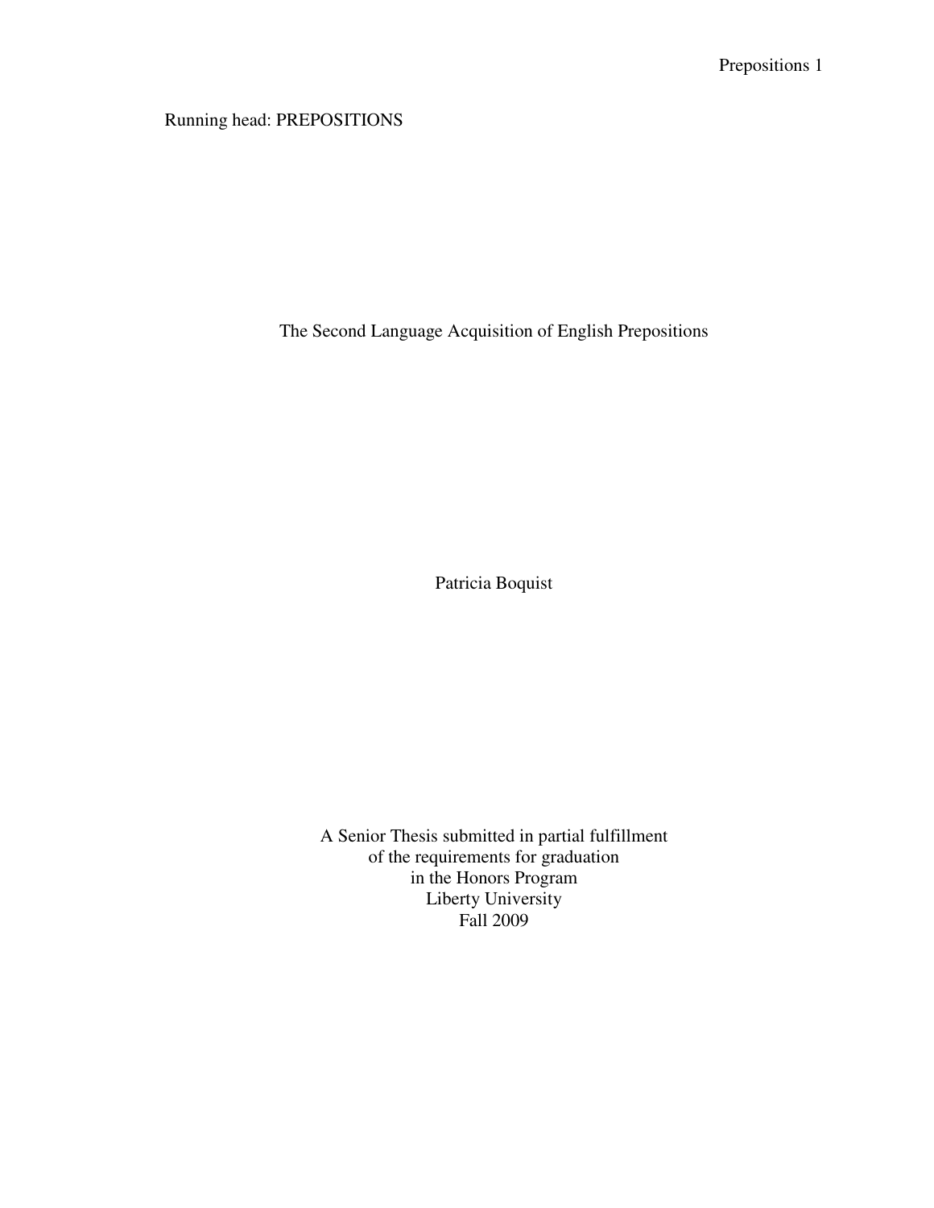Running head: PREPOSITIONS

# The Second Language Acquisition of English Prepositions

Patricia Boquist

A Senior Thesis submitted in partial fulfillment
of the requirements for graduation
in the Honors Program
Liberty University
Fall 2009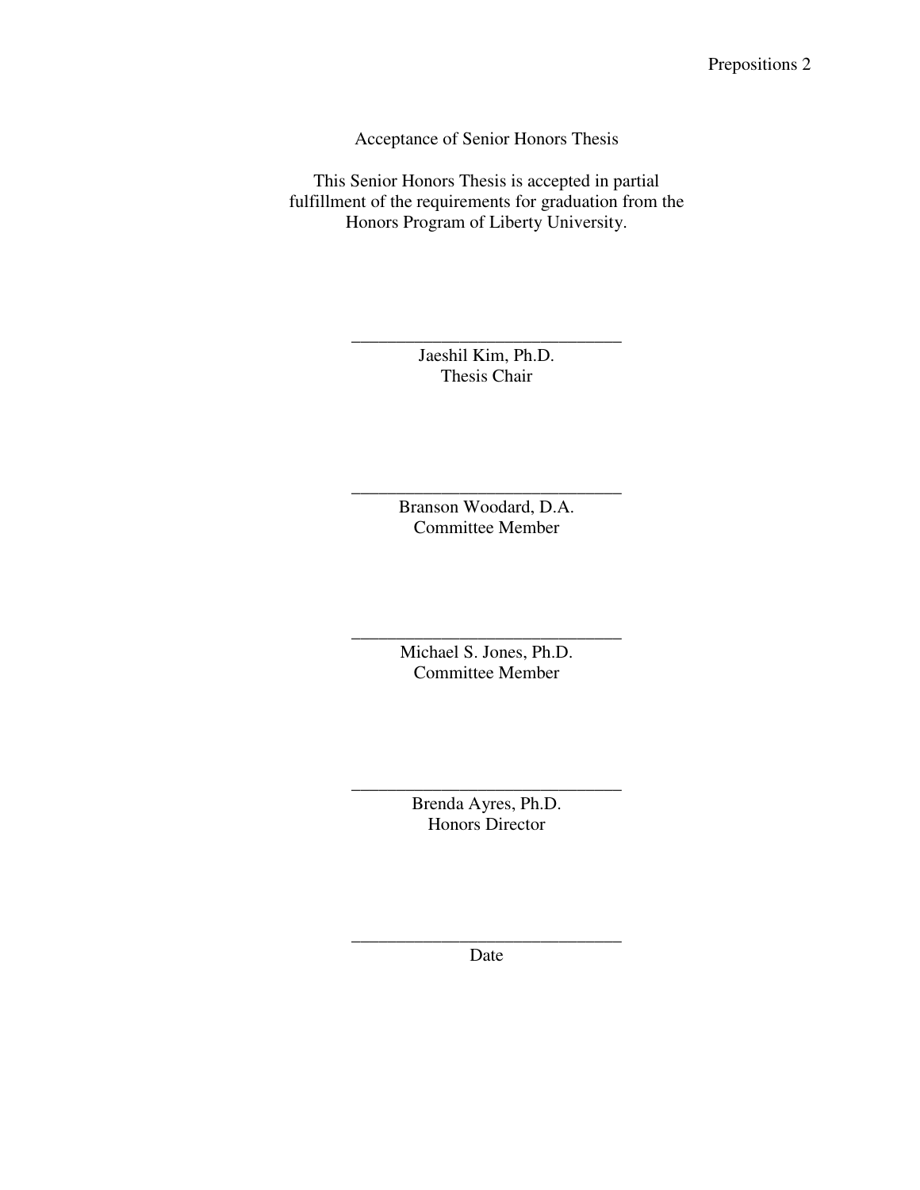Acceptance of Senior Honors Thesis

This Senior Honors Thesis is accepted in partial fulfillment of the requirements for graduation from the Honors Program of Liberty University.

______________________________
Jaeshil Kim, Ph.D.
Thesis Chair

______________________________
Branson Woodard, D.A.
Committee Member

______________________________
Michael S. Jones, Ph.D.
Committee Member

______________________________
Brenda Ayres, Ph.D.
Honors Director

______________________________
Date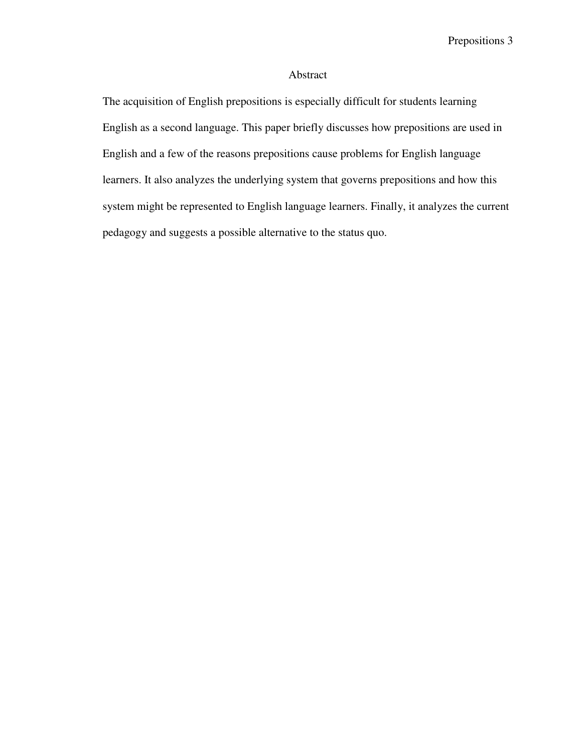# Abstract

The acquisition of English prepositions is especially difficult for students learning English as a second language. This paper briefly discusses how prepositions are used in English and a few of the reasons prepositions cause problems for English language learners. It also analyzes the underlying system that governs prepositions and how this system might be represented to English language learners. Finally, it analyzes the current pedagogy and suggests a possible alternative to the status quo.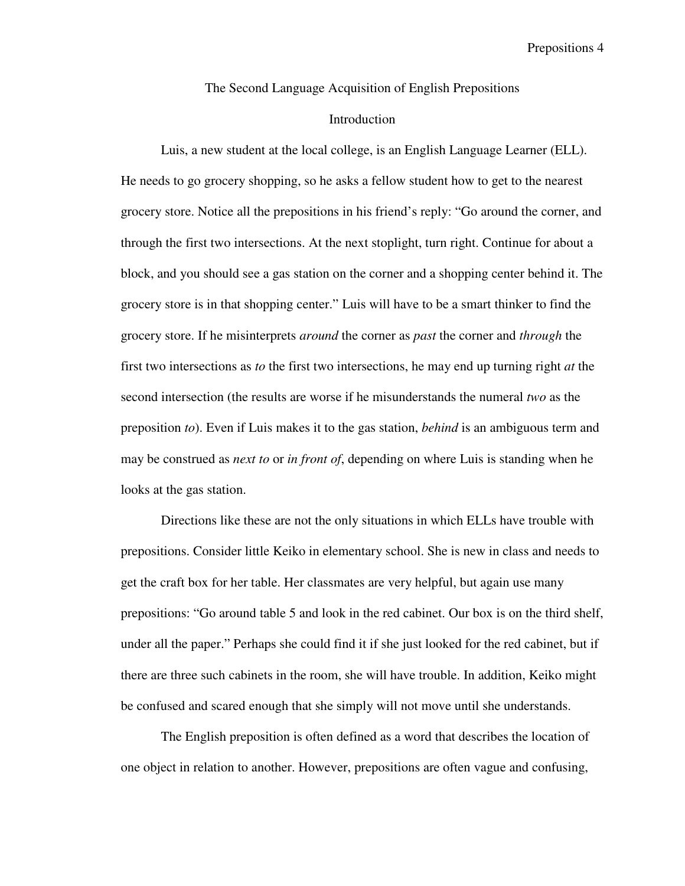# The Second Language Acquisition of English Prepositions

## Introduction

Luis, a new student at the local college, is an English Language Learner (ELL). He needs to go grocery shopping, so he asks a fellow student how to get to the nearest grocery store. Notice all the prepositions in his friend's reply: "Go around the corner, and through the first two intersections. At the next stoplight, turn right. Continue for about a block, and you should see a gas station on the corner and a shopping center behind it. The grocery store is in that shopping center." Luis will have to be a smart thinker to find the grocery store. If he misinterprets *around* the corner as *past* the corner and *through* the first two intersections as *to* the first two intersections, he may end up turning right *at* the second intersection (the results are worse if he misunderstands the numeral *two* as the preposition *to*). Even if Luis makes it to the gas station, *behind* is an ambiguous term and may be construed as *next to* or *in front of*, depending on where Luis is standing when he looks at the gas station.

Directions like these are not the only situations in which ELLs have trouble with prepositions. Consider little Keiko in elementary school. She is new in class and needs to get the craft box for her table. Her classmates are very helpful, but again use many prepositions: "Go around table 5 and look in the red cabinet. Our box is on the third shelf, under all the paper." Perhaps she could find it if she just looked for the red cabinet, but if there are three such cabinets in the room, she will have trouble. In addition, Keiko might be confused and scared enough that she simply will not move until she understands.

The English preposition is often defined as a word that describes the location of one object in relation to another. However, prepositions are often vague and confusing,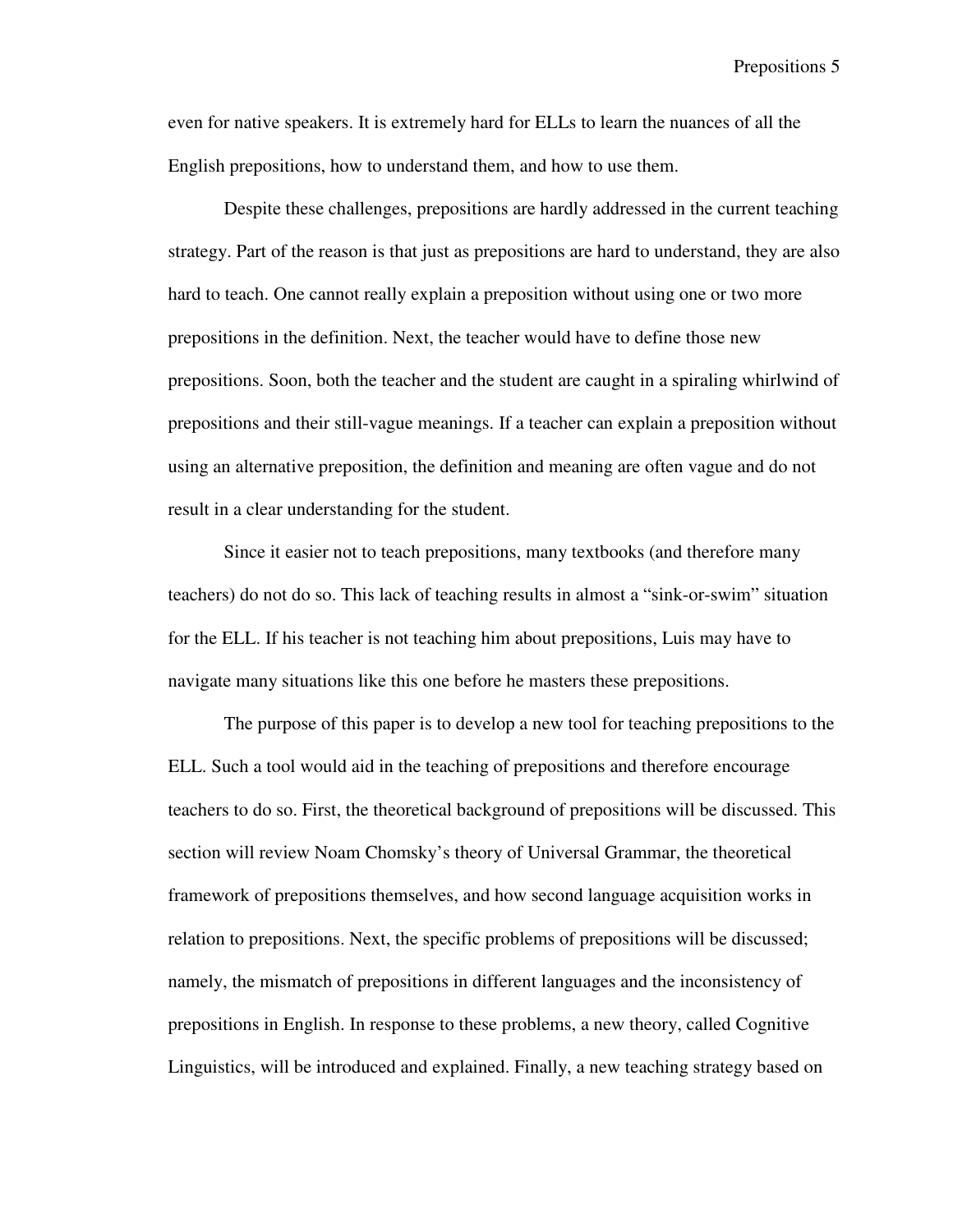even for native speakers. It is extremely hard for ELLs to learn the nuances of all the English prepositions, how to understand them, and how to use them.

Despite these challenges, prepositions are hardly addressed in the current teaching strategy. Part of the reason is that just as prepositions are hard to understand, they are also hard to teach. One cannot really explain a preposition without using one or two more prepositions in the definition. Next, the teacher would have to define those new prepositions. Soon, both the teacher and the student are caught in a spiraling whirlwind of prepositions and their still-vague meanings. If a teacher can explain a preposition without using an alternative preposition, the definition and meaning are often vague and do not result in a clear understanding for the student.

Since it easier not to teach prepositions, many textbooks (and therefore many teachers) do not do so. This lack of teaching results in almost a "sink-or-swim" situation for the ELL. If his teacher is not teaching him about prepositions, Luis may have to navigate many situations like this one before he masters these prepositions.

The purpose of this paper is to develop a new tool for teaching prepositions to the ELL. Such a tool would aid in the teaching of prepositions and therefore encourage teachers to do so. First, the theoretical background of prepositions will be discussed. This section will review Noam Chomsky's theory of Universal Grammar, the theoretical framework of prepositions themselves, and how second language acquisition works in relation to prepositions. Next, the specific problems of prepositions will be discussed; namely, the mismatch of prepositions in different languages and the inconsistency of prepositions in English. In response to these problems, a new theory, called Cognitive Linguistics, will be introduced and explained. Finally, a new teaching strategy based on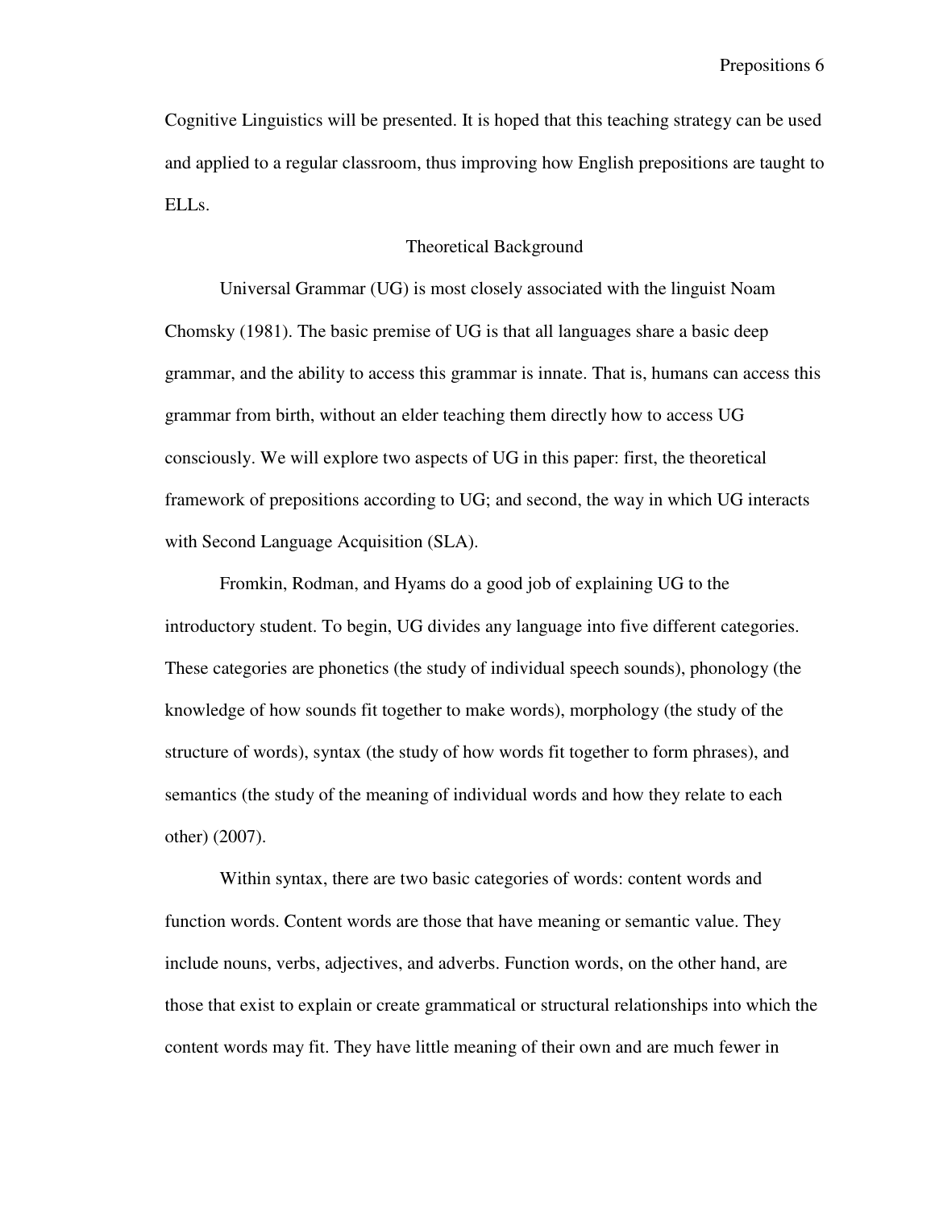Cognitive Linguistics will be presented. It is hoped that this teaching strategy can be used and applied to a regular classroom, thus improving how English prepositions are taught to ELLs.

## Theoretical Background

Universal Grammar (UG) is most closely associated with the linguist Noam Chomsky (1981). The basic premise of UG is that all languages share a basic deep grammar, and the ability to access this grammar is innate. That is, humans can access this grammar from birth, without an elder teaching them directly how to access UG consciously. We will explore two aspects of UG in this paper: first, the theoretical framework of prepositions according to UG; and second, the way in which UG interacts with Second Language Acquisition (SLA).

Fromkin, Rodman, and Hyams do a good job of explaining UG to the introductory student. To begin, UG divides any language into five different categories. These categories are phonetics (the study of individual speech sounds), phonology (the knowledge of how sounds fit together to make words), morphology (the study of the structure of words), syntax (the study of how words fit together to form phrases), and semantics (the study of the meaning of individual words and how they relate to each other) (2007).

Within syntax, there are two basic categories of words: content words and function words. Content words are those that have meaning or semantic value. They include nouns, verbs, adjectives, and adverbs. Function words, on the other hand, are those that exist to explain or create grammatical or structural relationships into which the content words may fit. They have little meaning of their own and are much fewer in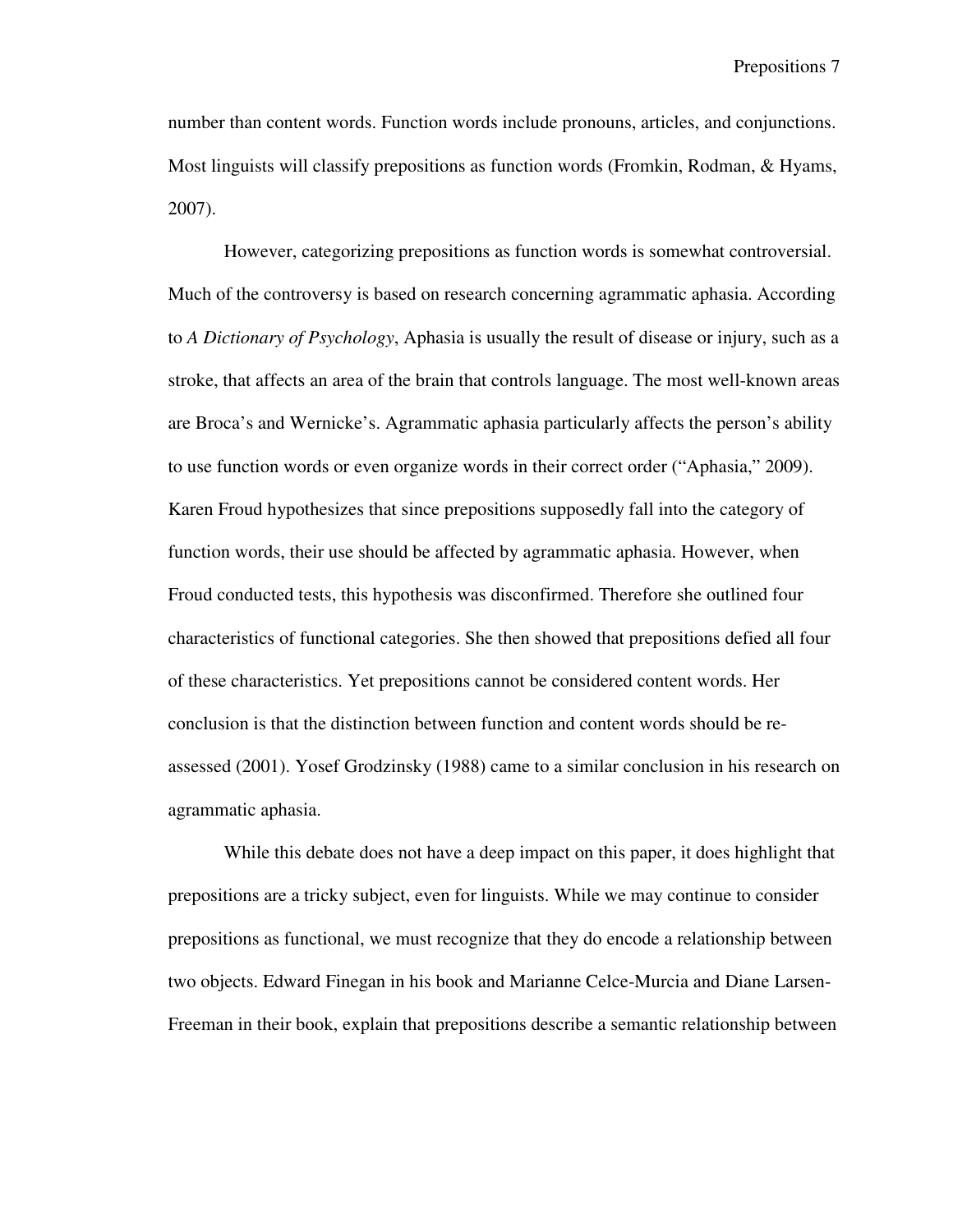number than content words. Function words include pronouns, articles, and conjunctions. Most linguists will classify prepositions as function words (Fromkin, Rodman, & Hyams, 2007).

However, categorizing prepositions as function words is somewhat controversial. Much of the controversy is based on research concerning agrammatic aphasia. According to *A Dictionary of Psychology*, Aphasia is usually the result of disease or injury, such as a stroke, that affects an area of the brain that controls language. The most well-known areas are Broca's and Wernicke's. Agrammatic aphasia particularly affects the person's ability to use function words or even organize words in their correct order ("Aphasia," 2009). Karen Froud hypothesizes that since prepositions supposedly fall into the category of function words, their use should be affected by agrammatic aphasia. However, when Froud conducted tests, this hypothesis was disconfirmed. Therefore she outlined four characteristics of functional categories. She then showed that prepositions defied all four of these characteristics. Yet prepositions cannot be considered content words. Her conclusion is that the distinction between function and content words should be re-assessed (2001). Yosef Grodzinsky (1988) came to a similar conclusion in his research on agrammatic aphasia.

While this debate does not have a deep impact on this paper, it does highlight that prepositions are a tricky subject, even for linguists. While we may continue to consider prepositions as functional, we must recognize that they do encode a relationship between two objects. Edward Finegan in his book and Marianne Celce-Murcia and Diane Larsen-Freeman in their book, explain that prepositions describe a semantic relationship between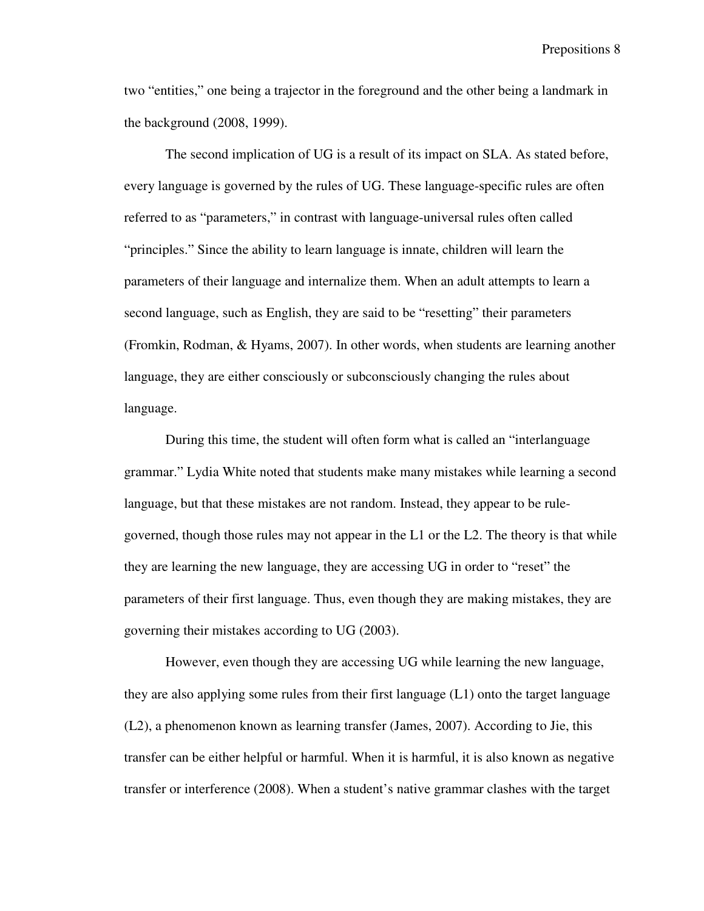two "entities," one being a trajector in the foreground and the other being a landmark in the background (2008, 1999).

The second implication of UG is a result of its impact on SLA. As stated before, every language is governed by the rules of UG. These language-specific rules are often referred to as "parameters," in contrast with language-universal rules often called "principles." Since the ability to learn language is innate, children will learn the parameters of their language and internalize them. When an adult attempts to learn a second language, such as English, they are said to be "resetting" their parameters (Fromkin, Rodman, & Hyams, 2007). In other words, when students are learning another language, they are either consciously or subconsciously changing the rules about language.

During this time, the student will often form what is called an "interlanguage grammar." Lydia White noted that students make many mistakes while learning a second language, but that these mistakes are not random. Instead, they appear to be rule-governed, though those rules may not appear in the L1 or the L2. The theory is that while they are learning the new language, they are accessing UG in order to "reset" the parameters of their first language. Thus, even though they are making mistakes, they are governing their mistakes according to UG (2003).

However, even though they are accessing UG while learning the new language, they are also applying some rules from their first language (L1) onto the target language (L2), a phenomenon known as learning transfer (James, 2007). According to Jie, this transfer can be either helpful or harmful. When it is harmful, it is also known as negative transfer or interference (2008). When a student's native grammar clashes with the target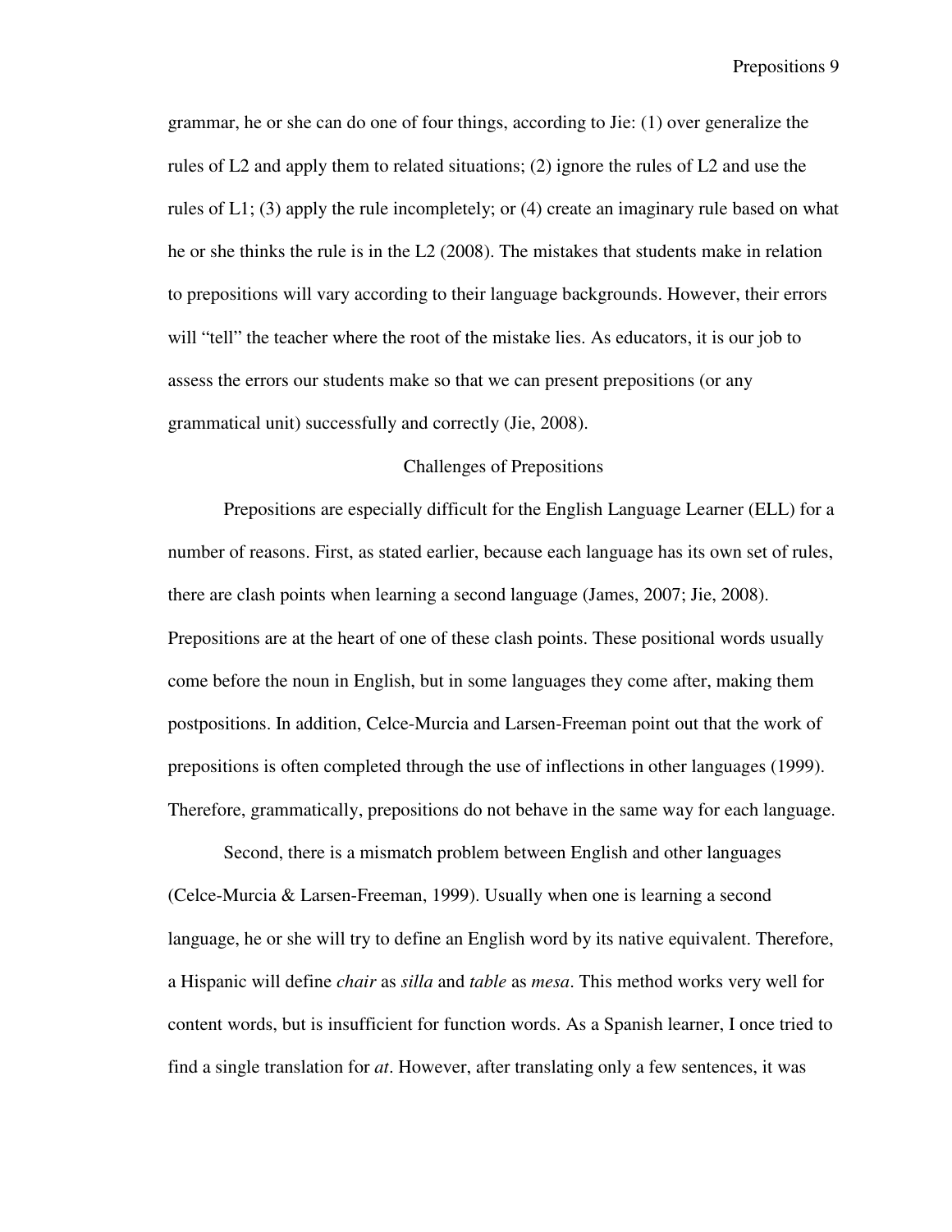grammar, he or she can do one of four things, according to Jie: (1) over generalize the rules of L2 and apply them to related situations; (2) ignore the rules of L2 and use the rules of L1; (3) apply the rule incompletely; or (4) create an imaginary rule based on what he or she thinks the rule is in the L2 (2008). The mistakes that students make in relation to prepositions will vary according to their language backgrounds. However, their errors will "tell" the teacher where the root of the mistake lies. As educators, it is our job to assess the errors our students make so that we can present prepositions (or any grammatical unit) successfully and correctly (Jie, 2008).

## Challenges of Prepositions

Prepositions are especially difficult for the English Language Learner (ELL) for a number of reasons. First, as stated earlier, because each language has its own set of rules, there are clash points when learning a second language (James, 2007; Jie, 2008). Prepositions are at the heart of one of these clash points. These positional words usually come before the noun in English, but in some languages they come after, making them postpositions. In addition, Celce-Murcia and Larsen-Freeman point out that the work of prepositions is often completed through the use of inflections in other languages (1999). Therefore, grammatically, prepositions do not behave in the same way for each language.

Second, there is a mismatch problem between English and other languages (Celce-Murcia & Larsen-Freeman, 1999). Usually when one is learning a second language, he or she will try to define an English word by its native equivalent. Therefore, a Hispanic will define *chair* as *silla* and *table* as *mesa*. This method works very well for content words, but is insufficient for function words. As a Spanish learner, I once tried to find a single translation for *at*. However, after translating only a few sentences, it was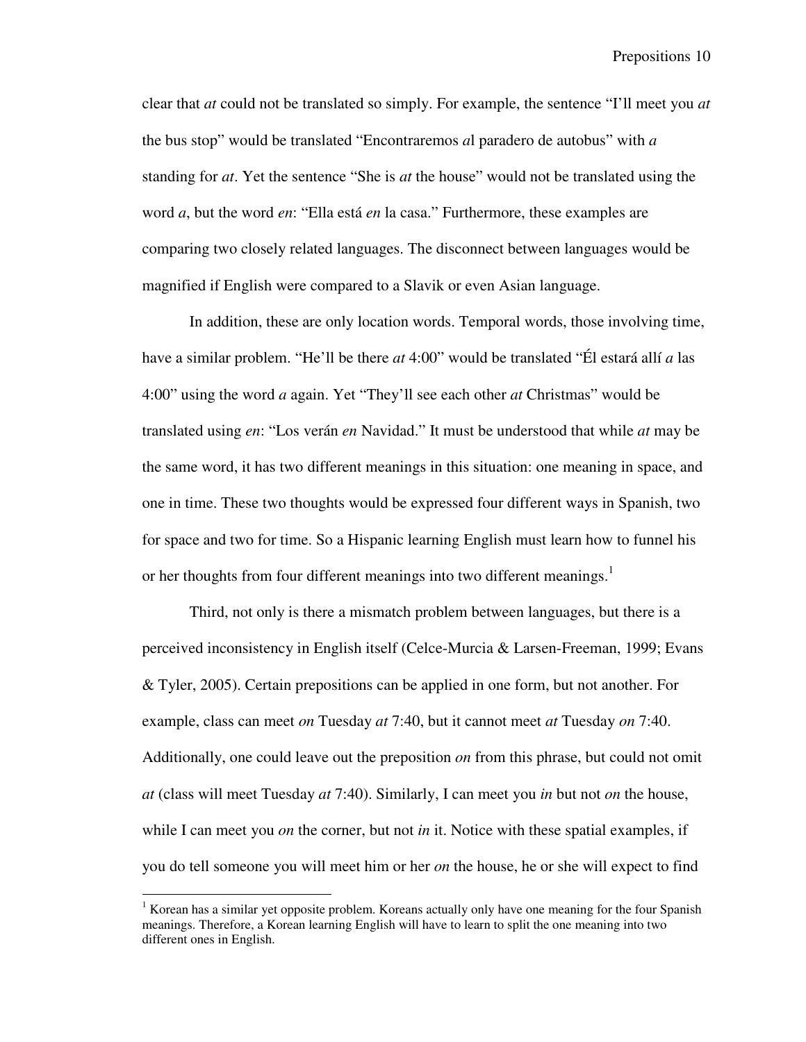clear that *at* could not be translated so simply. For example, the sentence "I'll meet you *at* the bus stop" would be translated "Encontraremos *a*l paradero de autobus" with *a* standing for *at*. Yet the sentence "She is *at* the house" would not be translated using the word *a*, but the word *en*: "Ella está *en* la casa." Furthermore, these examples are comparing two closely related languages. The disconnect between languages would be magnified if English were compared to a Slavik or even Asian language.

In addition, these are only location words. Temporal words, those involving time, have a similar problem. "He'll be there *at* 4:00" would be translated "Él estará allí *a* las 4:00" using the word *a* again. Yet "They'll see each other *at* Christmas" would be translated using *en*: "Los verán *en* Navidad." It must be understood that while *at* may be the same word, it has two different meanings in this situation: one meaning in space, and one in time. These two thoughts would be expressed four different ways in Spanish, two for space and two for time. So a Hispanic learning English must learn how to funnel his or her thoughts from four different meanings into two different meanings.[1]

Third, not only is there a mismatch problem between languages, but there is a perceived inconsistency in English itself (Celce-Murcia & Larsen-Freeman, 1999; Evans & Tyler, 2005). Certain prepositions can be applied in one form, but not another. For example, class can meet *on* Tuesday *at* 7:40, but it cannot meet *at* Tuesday *on* 7:40. Additionally, one could leave out the preposition *on* from this phrase, but could not omit *at* (class will meet Tuesday *at* 7:40). Similarly, I can meet you *in* but not *on* the house, while I can meet you *on* the corner, but not *in* it. Notice with these spatial examples, if you do tell someone you will meet him or her *on* the house, he or she will expect to find

---

[1] Korean has a similar yet opposite problem. Koreans actually only have one meaning for the four Spanish meanings. Therefore, a Korean learning English will have to learn to split the one meaning into two different ones in English.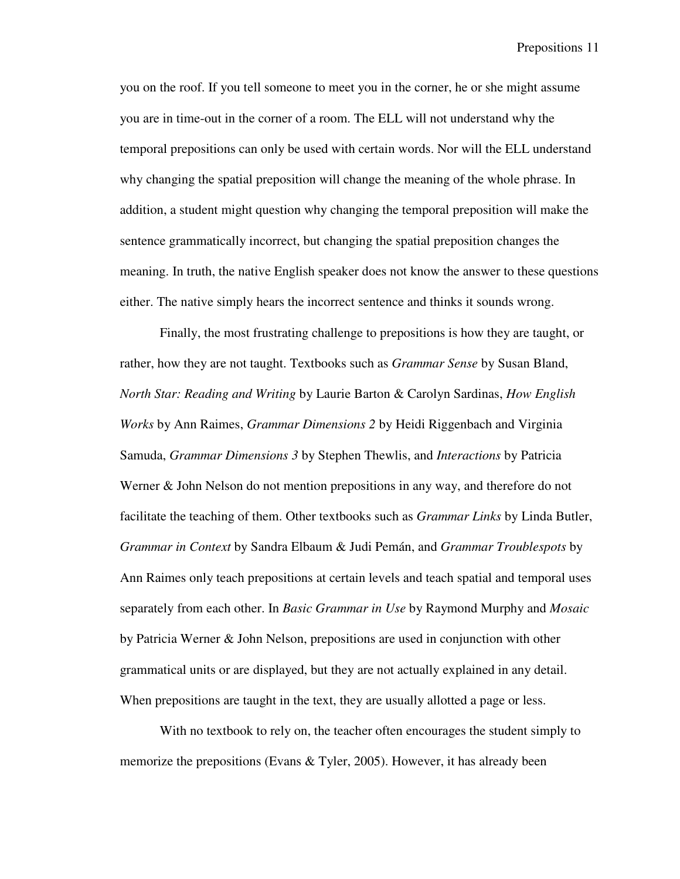you on the roof. If you tell someone to meet you in the corner, he or she might assume you are in time-out in the corner of a room. The ELL will not understand why the temporal prepositions can only be used with certain words. Nor will the ELL understand why changing the spatial preposition will change the meaning of the whole phrase. In addition, a student might question why changing the temporal preposition will make the sentence grammatically incorrect, but changing the spatial preposition changes the meaning. In truth, the native English speaker does not know the answer to these questions either. The native simply hears the incorrect sentence and thinks it sounds wrong.

Finally, the most frustrating challenge to prepositions is how they are taught, or rather, how they are not taught. Textbooks such as *Grammar Sense* by Susan Bland, *North Star: Reading and Writing* by Laurie Barton & Carolyn Sardinas, *How English Works* by Ann Raimes, *Grammar Dimensions 2* by Heidi Riggenbach and Virginia Samuda, *Grammar Dimensions 3* by Stephen Thewlis, and *Interactions* by Patricia Werner & John Nelson do not mention prepositions in any way, and therefore do not facilitate the teaching of them. Other textbooks such as *Grammar Links* by Linda Butler, *Grammar in Context* by Sandra Elbaum & Judi Pemán, and *Grammar Troublespots* by Ann Raimes only teach prepositions at certain levels and teach spatial and temporal uses separately from each other. In *Basic Grammar in Use* by Raymond Murphy and *Mosaic* by Patricia Werner & John Nelson, prepositions are used in conjunction with other grammatical units or are displayed, but they are not actually explained in any detail. When prepositions are taught in the text, they are usually allotted a page or less.

With no textbook to rely on, the teacher often encourages the student simply to memorize the prepositions (Evans & Tyler, 2005). However, it has already been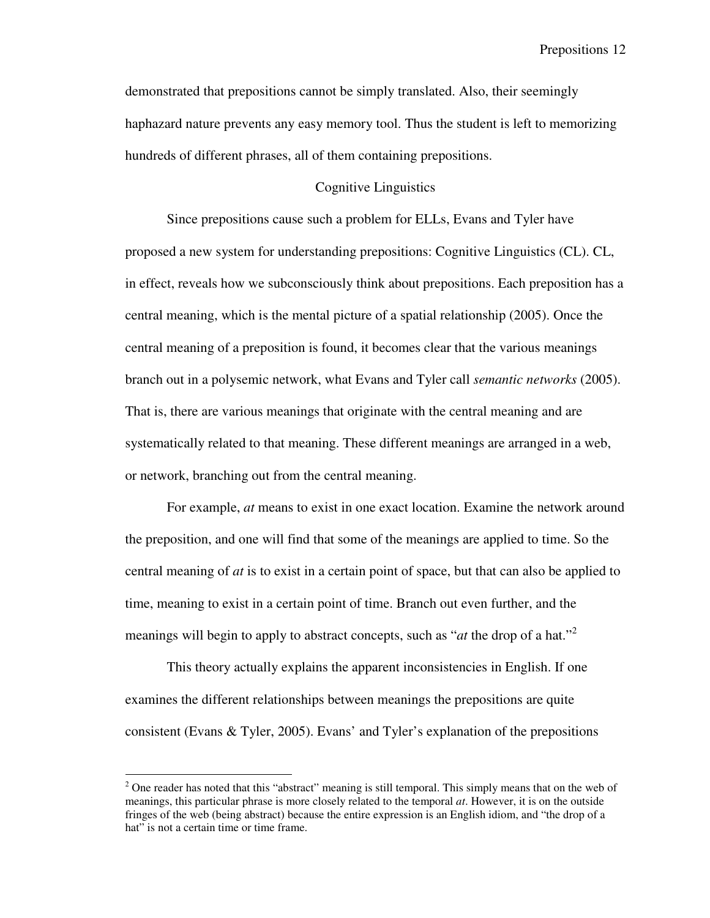demonstrated that prepositions cannot be simply translated. Also, their seemingly haphazard nature prevents any easy memory tool. Thus the student is left to memorizing hundreds of different phrases, all of them containing prepositions.

## Cognitive Linguistics

Since prepositions cause such a problem for ELLs, Evans and Tyler have proposed a new system for understanding prepositions: Cognitive Linguistics (CL). CL, in effect, reveals how we subconsciously think about prepositions. Each preposition has a central meaning, which is the mental picture of a spatial relationship (2005). Once the central meaning of a preposition is found, it becomes clear that the various meanings branch out in a polysemic network, what Evans and Tyler call *semantic networks* (2005). That is, there are various meanings that originate with the central meaning and are systematically related to that meaning. These different meanings are arranged in a web, or network, branching out from the central meaning.

For example, *at* means to exist in one exact location. Examine the network around the preposition, and one will find that some of the meanings are applied to time. So the central meaning of *at* is to exist in a certain point of space, but that can also be applied to time, meaning to exist in a certain point of time. Branch out even further, and the meanings will begin to apply to abstract concepts, such as "*at* the drop of a hat."[2]

This theory actually explains the apparent inconsistencies in English. If one examines the different relationships between meanings the prepositions are quite consistent (Evans & Tyler, 2005). Evans' and Tyler's explanation of the prepositions

---

[2] One reader has noted that this "abstract" meaning is still temporal. This simply means that on the web of meanings, this particular phrase is more closely related to the temporal *at*. However, it is on the outside fringes of the web (being abstract) because the entire expression is an English idiom, and "the drop of a hat" is not a certain time or time frame.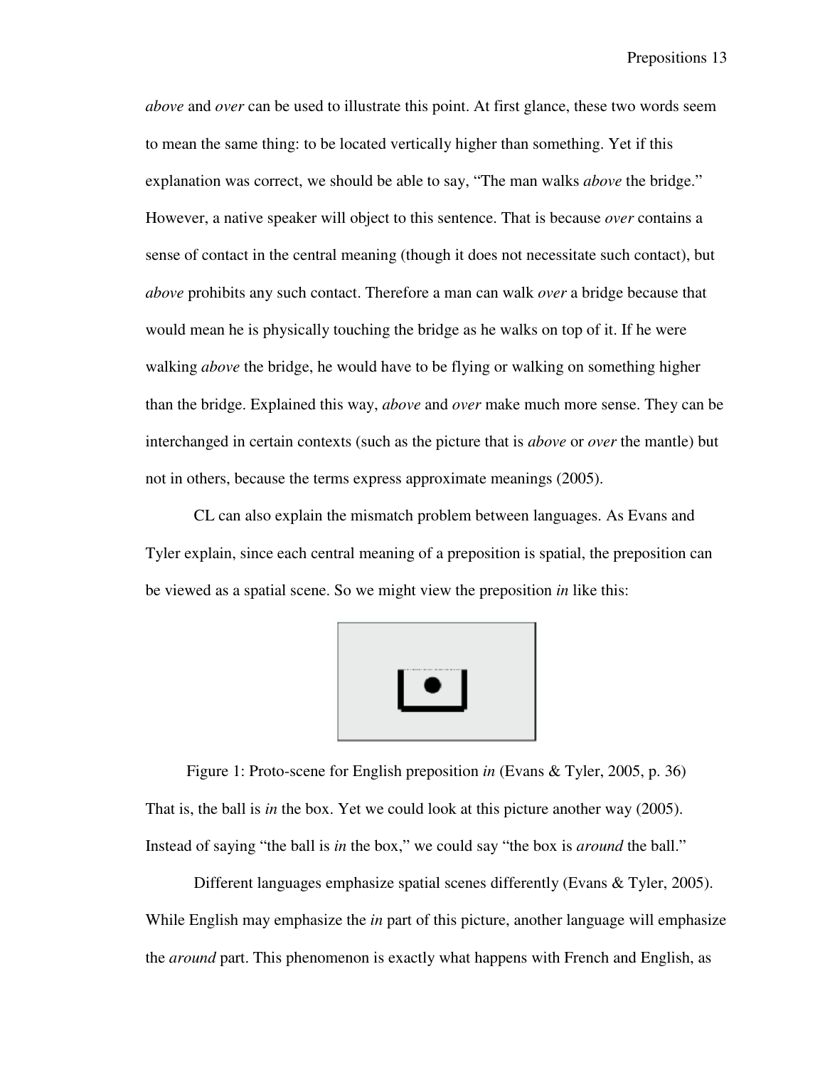*above* and *over* can be used to illustrate this point. At first glance, these two words seem to mean the same thing: to be located vertically higher than something. Yet if this explanation was correct, we should be able to say, "The man walks *above* the bridge." However, a native speaker will object to this sentence. That is because *over* contains a sense of contact in the central meaning (though it does not necessitate such contact), but *above* prohibits any such contact. Therefore a man can walk *over* a bridge because that would mean he is physically touching the bridge as he walks on top of it. If he were walking *above* the bridge, he would have to be flying or walking on something higher than the bridge. Explained this way, *above* and *over* make much more sense. They can be interchanged in certain contexts (such as the picture that is *above* or *over* the mantle) but not in others, because the terms express approximate meanings (2005).

CL can also explain the mismatch problem between languages. As Evans and Tyler explain, since each central meaning of a preposition is spatial, the preposition can be viewed as a spatial scene. So we might view the preposition *in* like this:

Figure 1: Proto-scene for English preposition *in* (Evans & Tyler, 2005, p. 36)

That is, the ball is *in* the box. Yet we could look at this picture another way (2005). Instead of saying "the ball is *in* the box," we could say "the box is *around* the ball."

Different languages emphasize spatial scenes differently (Evans & Tyler, 2005). While English may emphasize the *in* part of this picture, another language will emphasize the *around* part. This phenomenon is exactly what happens with French and English, as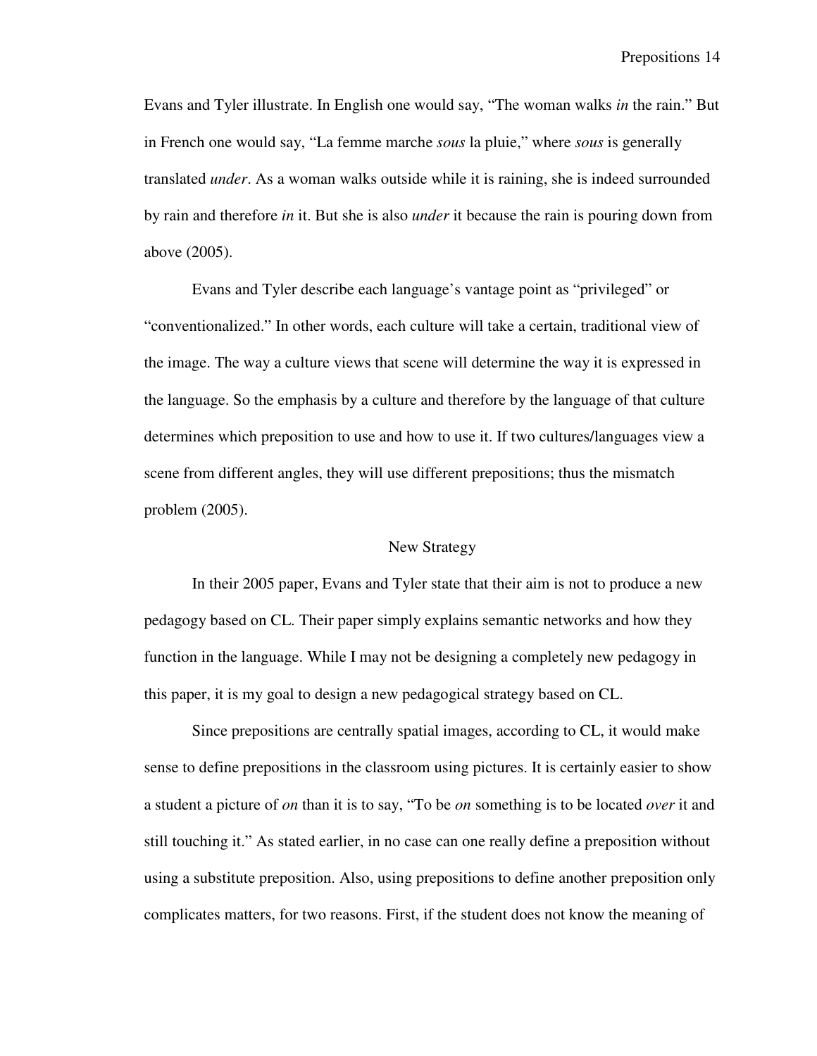Evans and Tyler illustrate. In English one would say, "The woman walks *in* the rain." But in French one would say, "La femme marche *sous* la pluie," where *sous* is generally translated *under*. As a woman walks outside while it is raining, she is indeed surrounded by rain and therefore *in* it. But she is also *under* it because the rain is pouring down from above (2005).

Evans and Tyler describe each language's vantage point as "privileged" or "conventionalized." In other words, each culture will take a certain, traditional view of the image. The way a culture views that scene will determine the way it is expressed in the language. So the emphasis by a culture and therefore by the language of that culture determines which preposition to use and how to use it. If two cultures/languages view a scene from different angles, they will use different prepositions; thus the mismatch problem (2005).

## New Strategy

In their 2005 paper, Evans and Tyler state that their aim is not to produce a new pedagogy based on CL. Their paper simply explains semantic networks and how they function in the language. While I may not be designing a completely new pedagogy in this paper, it is my goal to design a new pedagogical strategy based on CL.

Since prepositions are centrally spatial images, according to CL, it would make sense to define prepositions in the classroom using pictures. It is certainly easier to show a student a picture of *on* than it is to say, "To be *on* something is to be located *over* it and still touching it." As stated earlier, in no case can one really define a preposition without using a substitute preposition. Also, using prepositions to define another preposition only complicates matters, for two reasons. First, if the student does not know the meaning of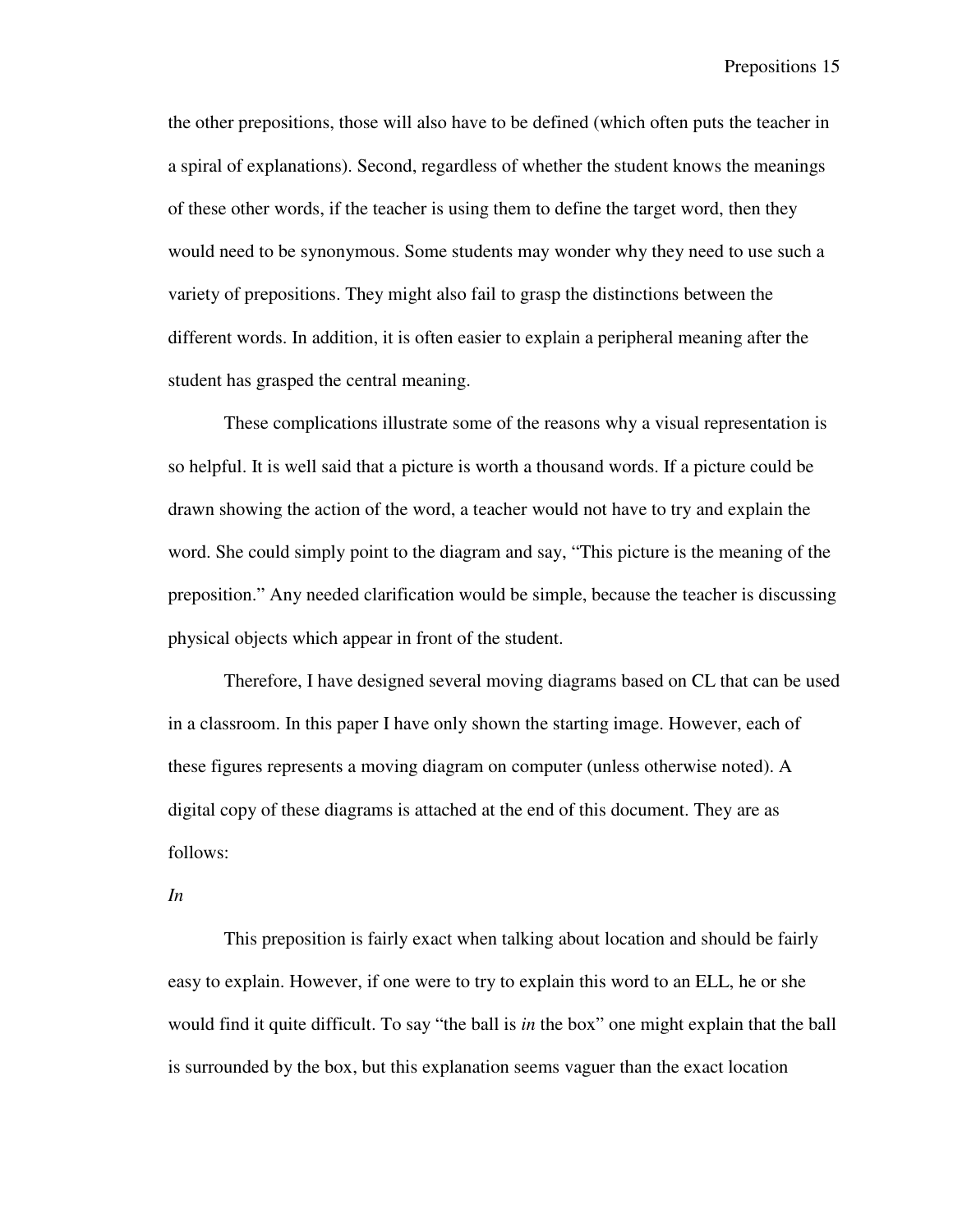the other prepositions, those will also have to be defined (which often puts the teacher in a spiral of explanations). Second, regardless of whether the student knows the meanings of these other words, if the teacher is using them to define the target word, then they would need to be synonymous. Some students may wonder why they need to use such a variety of prepositions. They might also fail to grasp the distinctions between the different words. In addition, it is often easier to explain a peripheral meaning after the student has grasped the central meaning.

These complications illustrate some of the reasons why a visual representation is so helpful. It is well said that a picture is worth a thousand words. If a picture could be drawn showing the action of the word, a teacher would not have to try and explain the word. She could simply point to the diagram and say, "This picture is the meaning of the preposition." Any needed clarification would be simple, because the teacher is discussing physical objects which appear in front of the student.

Therefore, I have designed several moving diagrams based on CL that can be used in a classroom. In this paper I have only shown the starting image. However, each of these figures represents a moving diagram on computer (unless otherwise noted). A digital copy of these diagrams is attached at the end of this document. They are as follows:

*In*

This preposition is fairly exact when talking about location and should be fairly easy to explain. However, if one were to try to explain this word to an ELL, he or she would find it quite difficult. To say "the ball is *in* the box" one might explain that the ball is surrounded by the box, but this explanation seems vaguer than the exact location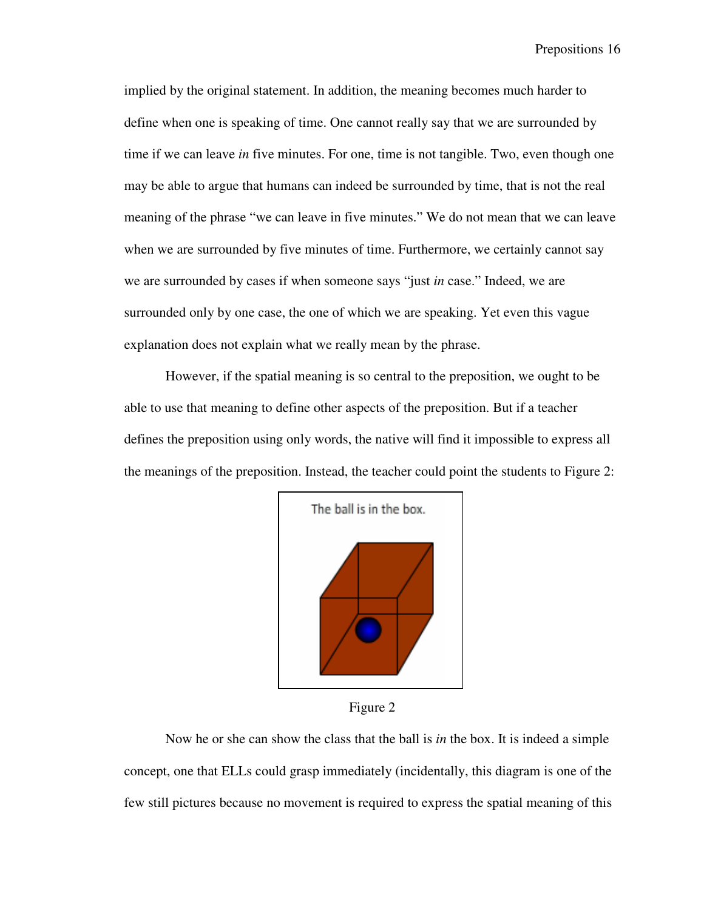implied by the original statement. In addition, the meaning becomes much harder to define when one is speaking of time. One cannot really say that we are surrounded by time if we can leave *in* five minutes. For one, time is not tangible. Two, even though one may be able to argue that humans can indeed be surrounded by time, that is not the real meaning of the phrase "we can leave in five minutes." We do not mean that we can leave when we are surrounded by five minutes of time. Furthermore, we certainly cannot say we are surrounded by cases if when someone says "just *in* case." Indeed, we are surrounded only by one case, the one of which we are speaking. Yet even this vague explanation does not explain what we really mean by the phrase.

However, if the spatial meaning is so central to the preposition, we ought to be able to use that meaning to define other aspects of the preposition. But if a teacher defines the preposition using only words, the native will find it impossible to express all the meanings of the preposition. Instead, the teacher could point the students to Figure 2:

Figure 2

Now he or she can show the class that the ball is *in* the box. It is indeed a simple concept, one that ELLs could grasp immediately (incidentally, this diagram is one of the few still pictures because no movement is required to express the spatial meaning of this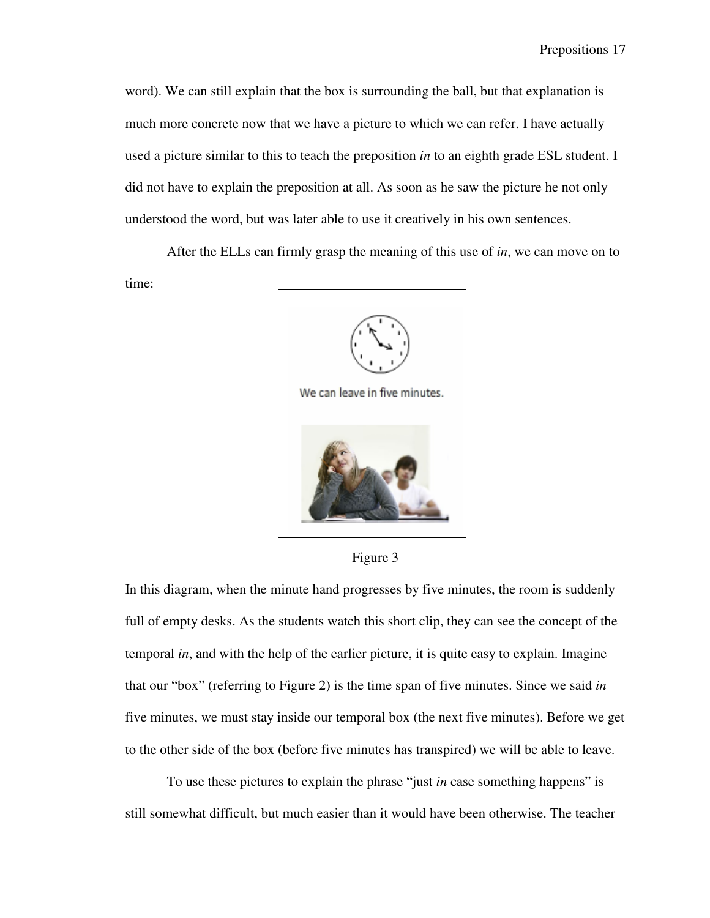word). We can still explain that the box is surrounding the ball, but that explanation is much more concrete now that we have a picture to which we can refer. I have actually used a picture similar to this to teach the preposition *in* to an eighth grade ESL student. I did not have to explain the preposition at all. As soon as he saw the picture he not only understood the word, but was later able to use it creatively in his own sentences.

After the ELLs can firmly grasp the meaning of this use of *in*, we can move on to time:

We can leave in five minutes.

Figure 3

In this diagram, when the minute hand progresses by five minutes, the room is suddenly full of empty desks. As the students watch this short clip, they can see the concept of the temporal *in*, and with the help of the earlier picture, it is quite easy to explain. Imagine that our "box" (referring to Figure 2) is the time span of five minutes. Since we said *in* five minutes, we must stay inside our temporal box (the next five minutes). Before we get to the other side of the box (before five minutes has transpired) we will be able to leave.

To use these pictures to explain the phrase "just *in* case something happens" is still somewhat difficult, but much easier than it would have been otherwise. The teacher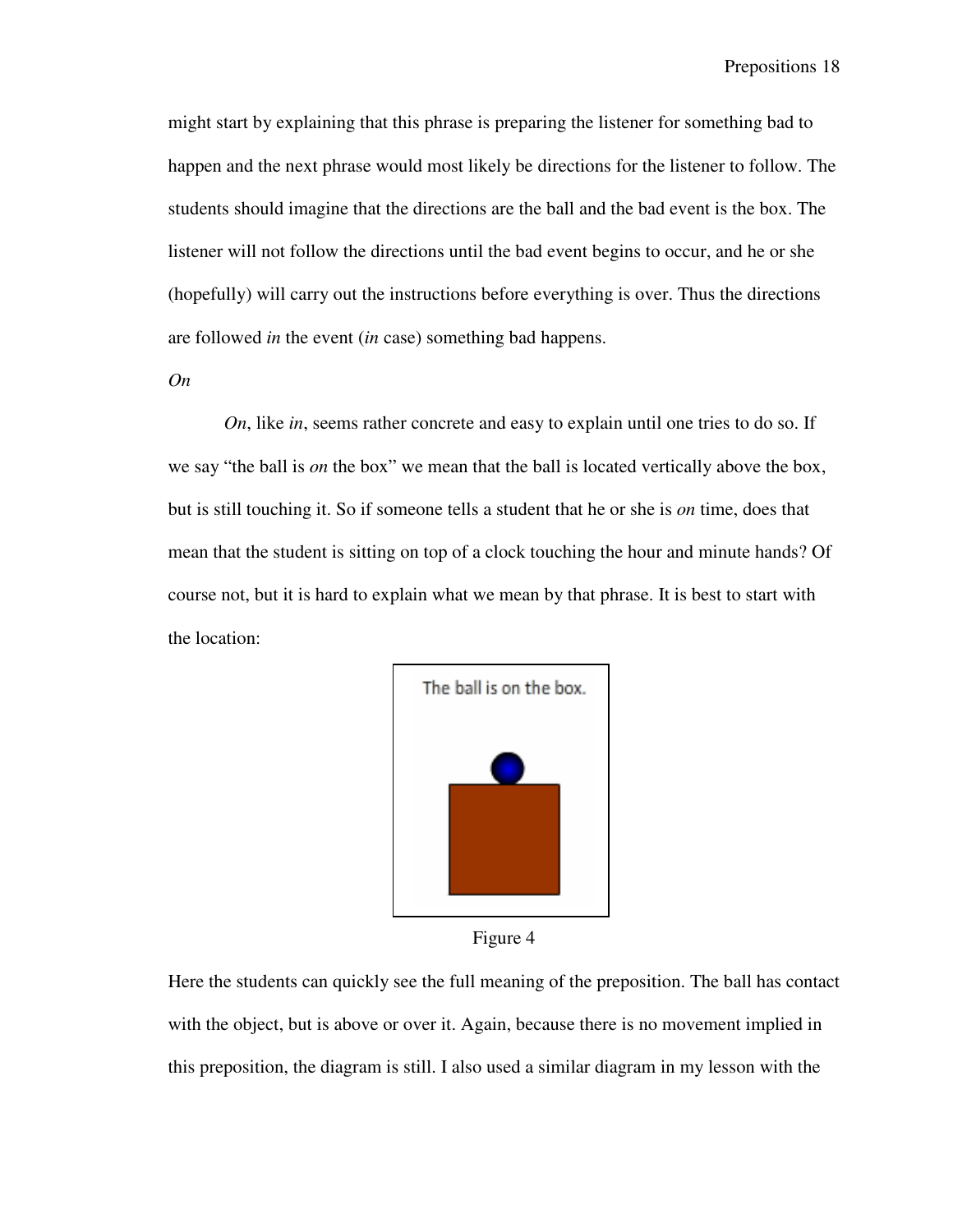might start by explaining that this phrase is preparing the listener for something bad to happen and the next phrase would most likely be directions for the listener to follow. The students should imagine that the directions are the ball and the bad event is the box. The listener will not follow the directions until the bad event begins to occur, and he or she (hopefully) will carry out the instructions before everything is over. Thus the directions are followed *in* the event (*in* case) something bad happens.

*On*

*On*, like *in*, seems rather concrete and easy to explain until one tries to do so. If we say "the ball is *on* the box" we mean that the ball is located vertically above the box, but is still touching it. So if someone tells a student that he or she is *on* time, does that mean that the student is sitting on top of a clock touching the hour and minute hands? Of course not, but it is hard to explain what we mean by that phrase. It is best to start with the location:

The ball is on the box.

Figure 4

Here the students can quickly see the full meaning of the preposition. The ball has contact with the object, but is above or over it. Again, because there is no movement implied in this preposition, the diagram is still. I also used a similar diagram in my lesson with the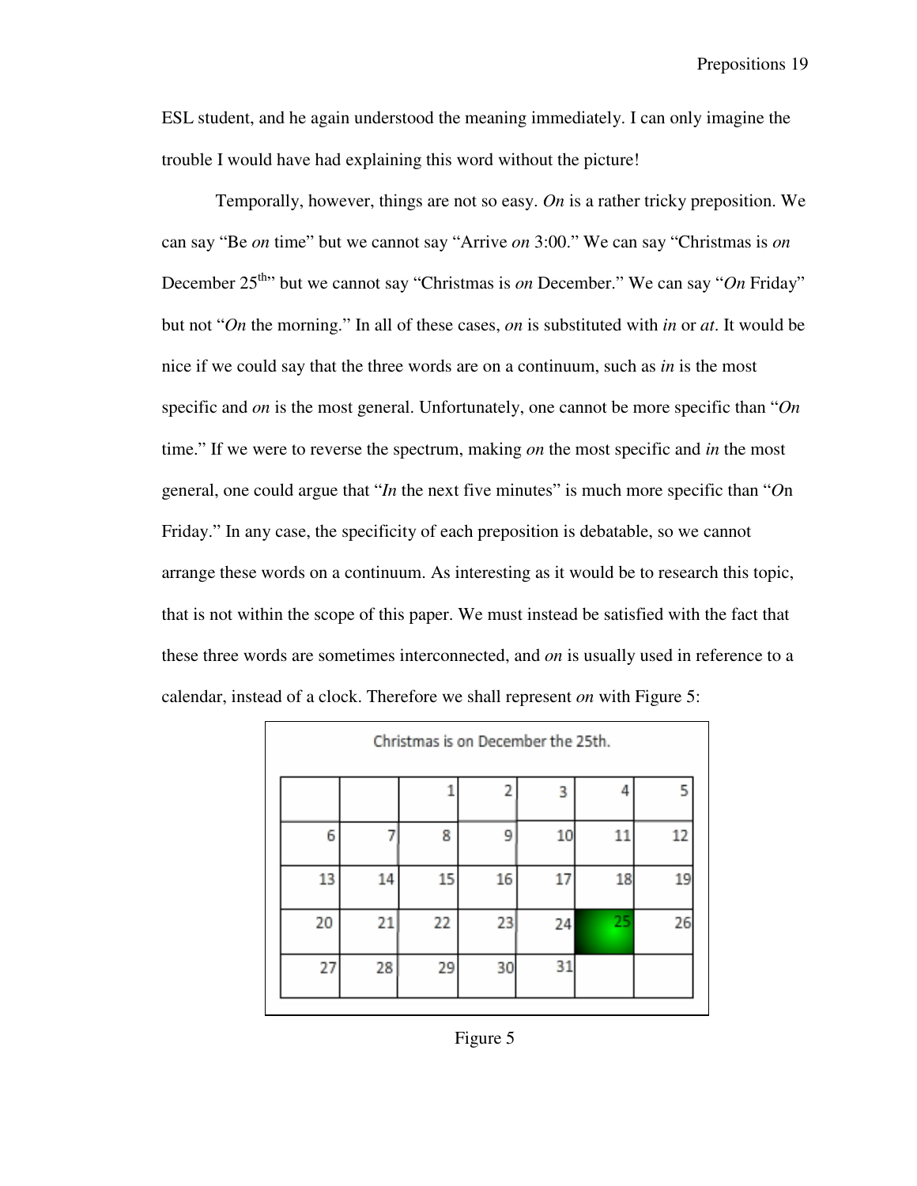ESL student, and he again understood the meaning immediately. I can only imagine the trouble I would have had explaining this word without the picture!

Temporally, however, things are not so easy. *On* is a rather tricky preposition. We can say “Be *on* time” but we cannot say “Arrive *on* 3:00.” We can say “Christmas is *on* December 25th” but we cannot say “Christmas is *on* December.” We can say “*On* Friday” but not “*On* the morning.” In all of these cases, *on* is substituted with *in* or *at*. It would be nice if we could say that the three words are on a continuum, such as *in* is the most specific and *on* is the most general. Unfortunately, one cannot be more specific than “*On* time.” If we were to reverse the spectrum, making *on* the most specific and *in* the most general, one could argue that “*In* the next five minutes” is much more specific than “*O*n Friday.” In any case, the specificity of each preposition is debatable, so we cannot arrange these words on a continuum. As interesting as it would be to research this topic, that is not within the scope of this paper. We must instead be satisfied with the fact that these three words are sometimes interconnected, and *on* is usually used in reference to a calendar, instead of a clock. Therefore we shall represent *on* with Figure 5:

Christmas is on December the 25th.

| | | | | | | |
|---|---|---|---|---|---|---|
| | | 1 | 2 | 3 | 4 | 5 |
| 6 | 7 | 8 | 9 | 10 | 11 | 12 |
| 13 | 14 | 15 | 16 | 17 | 18 | 19 |
| 20 | 21 | 22 | 23 | 24 | 25 | 26 |
| 27 | 28 | 29 | 30 | 31 | | |

Figure 5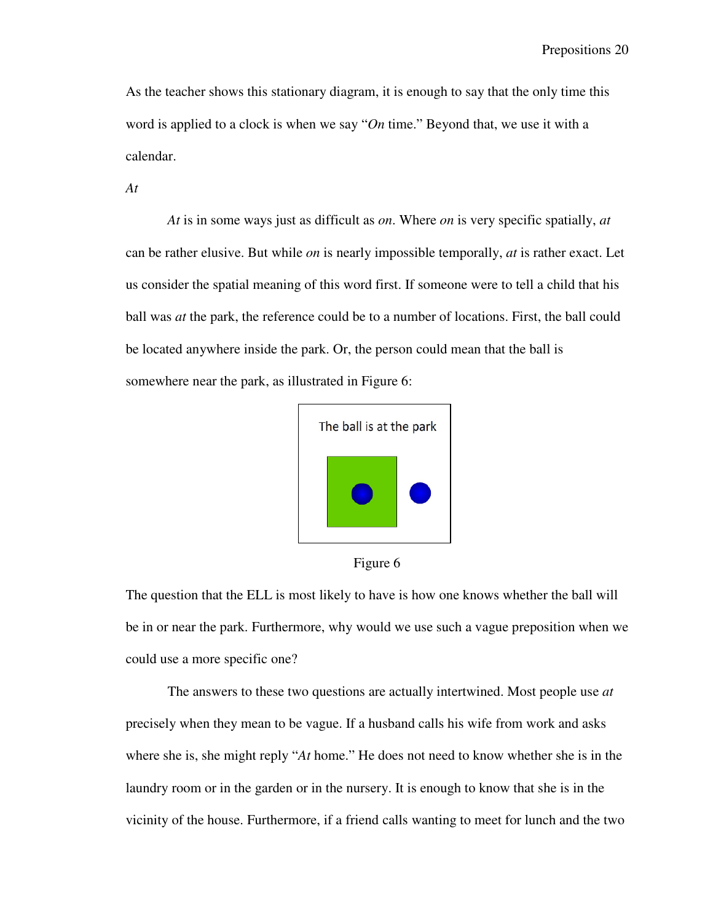As the teacher shows this stationary diagram, it is enough to say that the only time this word is applied to a clock is when we say "*On* time." Beyond that, we use it with a calendar.

*At*

*At* is in some ways just as difficult as *on*. Where *on* is very specific spatially, *at* can be rather elusive. But while *on* is nearly impossible temporally, *at* is rather exact. Let us consider the spatial meaning of this word first. If someone were to tell a child that his ball was *at* the park, the reference could be to a number of locations. First, the ball could be located anywhere inside the park. Or, the person could mean that the ball is somewhere near the park, as illustrated in Figure 6:

The ball is at the park

Figure 6

The question that the ELL is most likely to have is how one knows whether the ball will be in or near the park. Furthermore, why would we use such a vague preposition when we could use a more specific one?

The answers to these two questions are actually intertwined. Most people use *at* precisely when they mean to be vague. If a husband calls his wife from work and asks where she is, she might reply "*At* home." He does not need to know whether she is in the laundry room or in the garden or in the nursery. It is enough to know that she is in the vicinity of the house. Furthermore, if a friend calls wanting to meet for lunch and the two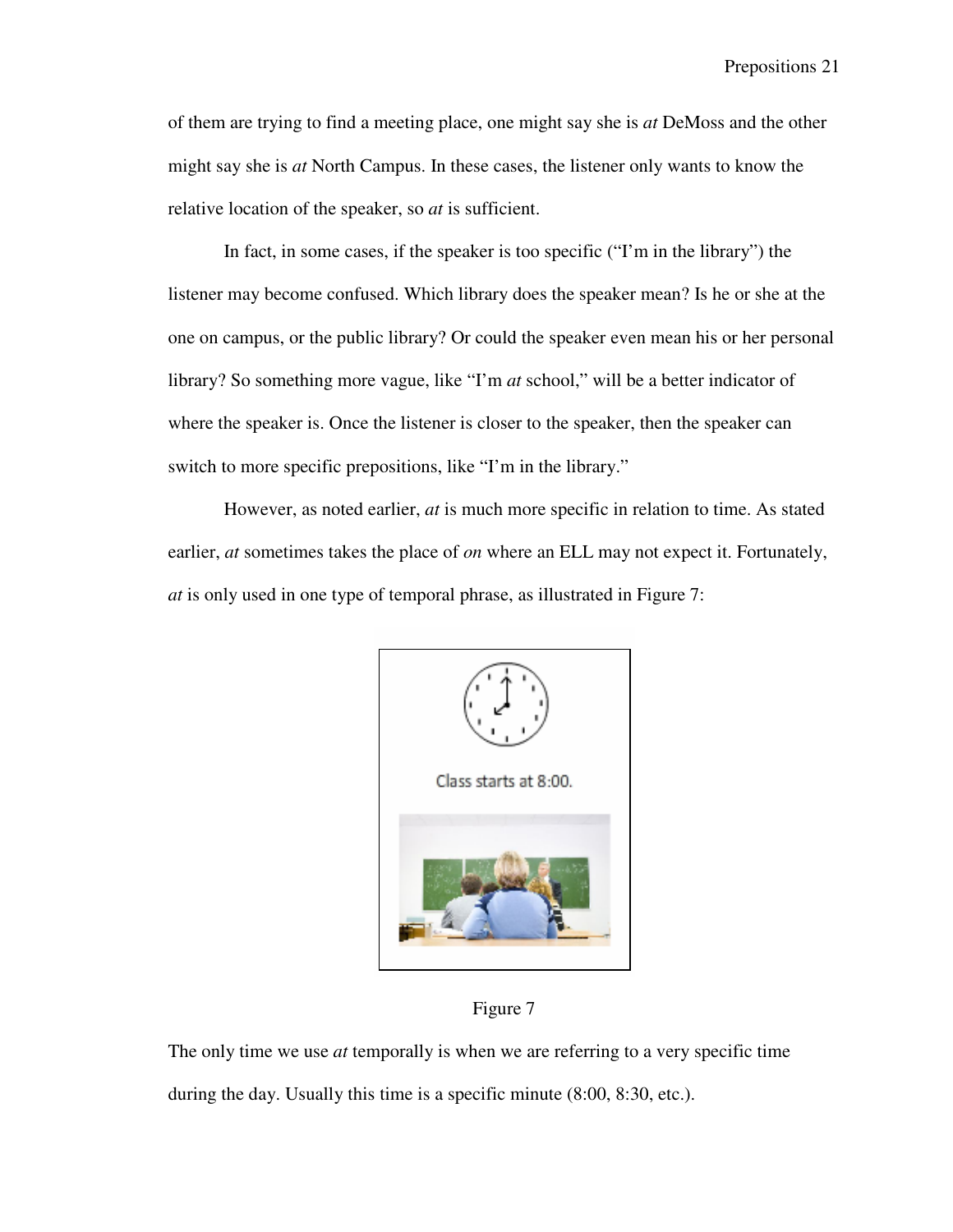of them are trying to find a meeting place, one might say she is *at* DeMoss and the other might say she is *at* North Campus. In these cases, the listener only wants to know the relative location of the speaker, so *at* is sufficient.

In fact, in some cases, if the speaker is too specific ("I'm in the library") the listener may become confused. Which library does the speaker mean? Is he or she at the one on campus, or the public library? Or could the speaker even mean his or her personal library? So something more vague, like "I'm *at* school," will be a better indicator of where the speaker is. Once the listener is closer to the speaker, then the speaker can switch to more specific prepositions, like "I'm in the library."

However, as noted earlier, *at* is much more specific in relation to time. As stated earlier, *at* sometimes takes the place of *on* where an ELL may not expect it. Fortunately, *at* is only used in one type of temporal phrase, as illustrated in Figure 7:

Class starts at 8:00.

Figure 7

The only time we use *at* temporally is when we are referring to a very specific time during the day. Usually this time is a specific minute (8:00, 8:30, etc.).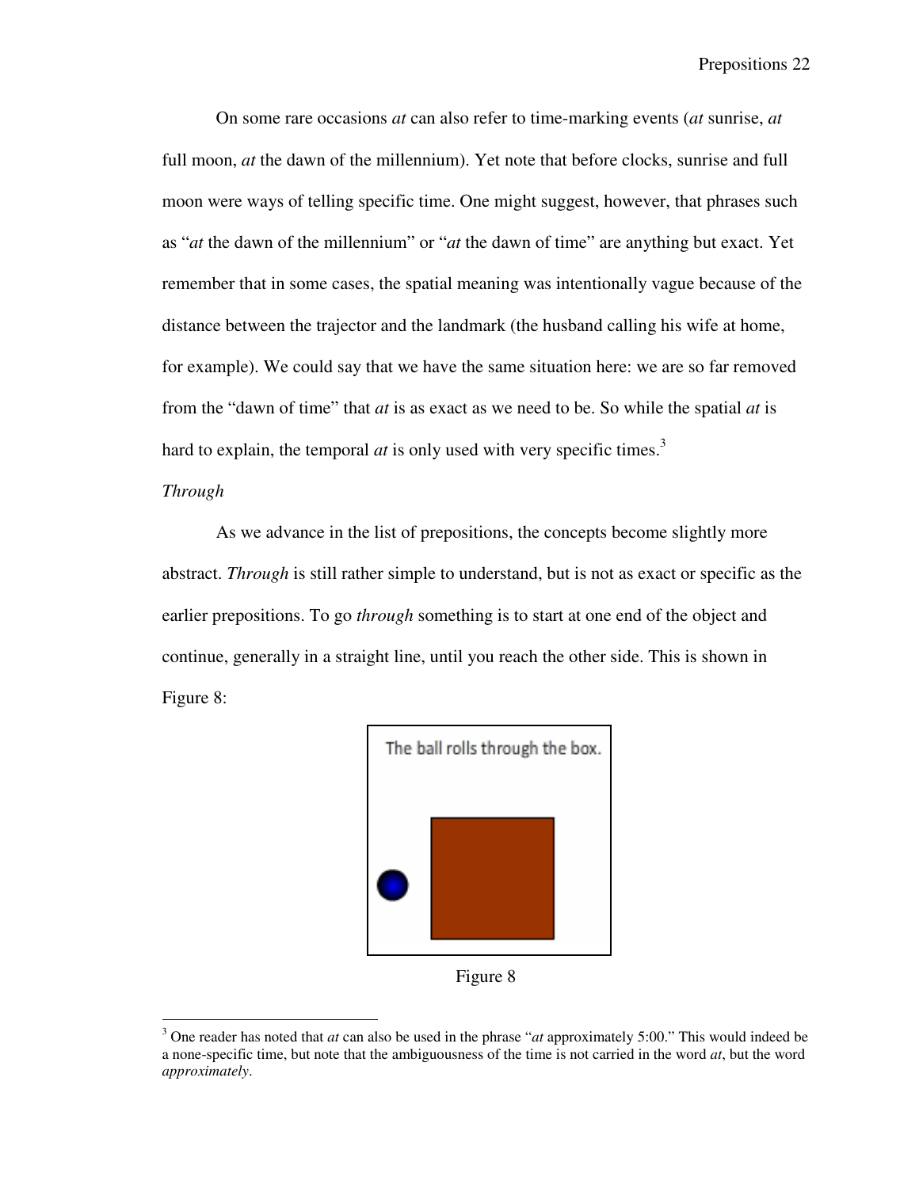On some rare occasions *at* can also refer to time-marking events (*at* sunrise, *at* full moon, *at* the dawn of the millennium). Yet note that before clocks, sunrise and full moon were ways of telling specific time. One might suggest, however, that phrases such as "*at* the dawn of the millennium" or "*at* the dawn of time" are anything but exact. Yet remember that in some cases, the spatial meaning was intentionally vague because of the distance between the trajector and the landmark (the husband calling his wife at home, for example). We could say that we have the same situation here: we are so far removed from the "dawn of time" that *at* is as exact as we need to be. So while the spatial *at* is hard to explain, the temporal *at* is only used with very specific times.[3]

*Through*

As we advance in the list of prepositions, the concepts become slightly more abstract. *Through* is still rather simple to understand, but is not as exact or specific as the earlier prepositions. To go *through* something is to start at one end of the object and continue, generally in a straight line, until you reach the other side. This is shown in Figure 8:

The ball rolls through the box.

Figure 8

[3] One reader has noted that *at* can also be used in the phrase "*at* approximately 5:00." This would indeed be a none-specific time, but note that the ambiguousness of the time is not carried in the word *at*, but the word *approximately*.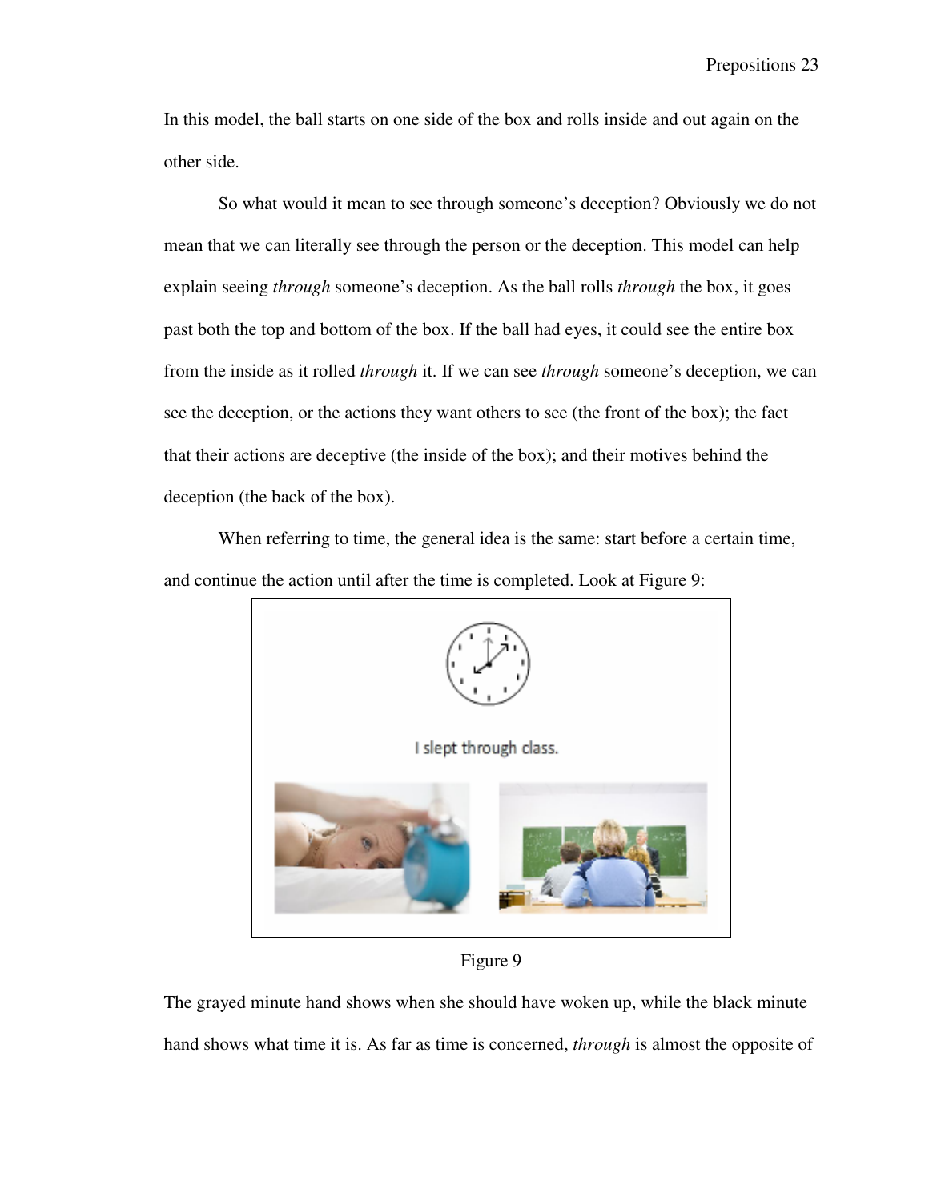In this model, the ball starts on one side of the box and rolls inside and out again on the other side.

So what would it mean to see through someone's deception? Obviously we do not mean that we can literally see through the person or the deception. This model can help explain seeing *through* someone's deception. As the ball rolls *through* the box, it goes past both the top and bottom of the box. If the ball had eyes, it could see the entire box from the inside as it rolled *through* it. If we can see *through* someone's deception, we can see the deception, or the actions they want others to see (the front of the box); the fact that their actions are deceptive (the inside of the box); and their motives behind the deception (the back of the box).

When referring to time, the general idea is the same: start before a certain time, and continue the action until after the time is completed. Look at Figure 9:

I slept through class.

Figure 9

The grayed minute hand shows when she should have woken up, while the black minute hand shows what time it is. As far as time is concerned, *through* is almost the opposite of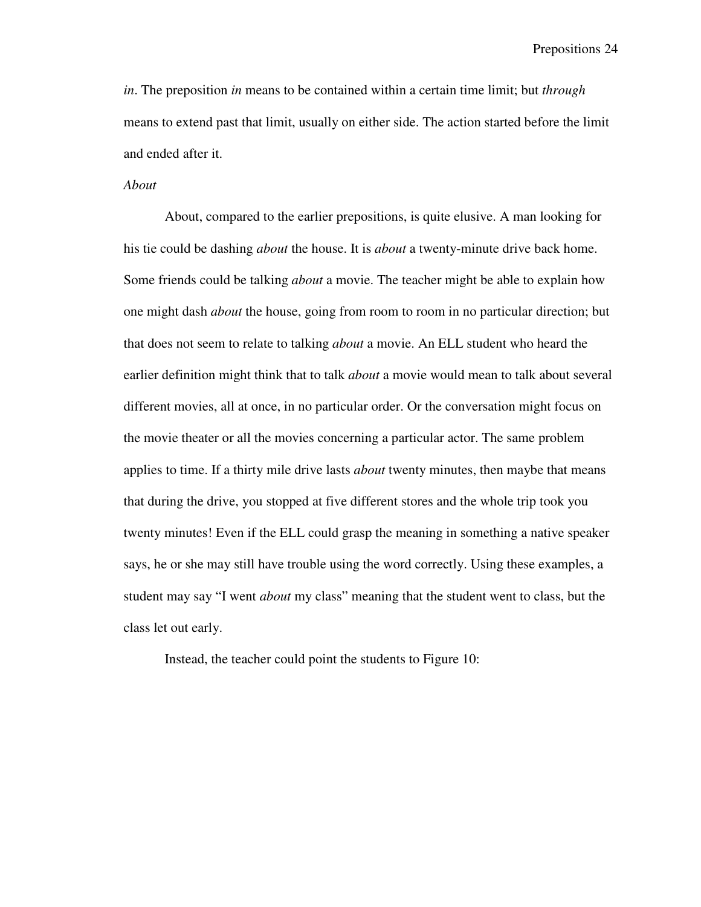*in*. The preposition *in* means to be contained within a certain time limit; but *through* means to extend past that limit, usually on either side. The action started before the limit and ended after it.

*About*

About, compared to the earlier prepositions, is quite elusive. A man looking for his tie could be dashing *about* the house. It is *about* a twenty-minute drive back home. Some friends could be talking *about* a movie. The teacher might be able to explain how one might dash *about* the house, going from room to room in no particular direction; but that does not seem to relate to talking *about* a movie. An ELL student who heard the earlier definition might think that to talk *about* a movie would mean to talk about several different movies, all at once, in no particular order. Or the conversation might focus on the movie theater or all the movies concerning a particular actor. The same problem applies to time. If a thirty mile drive lasts *about* twenty minutes, then maybe that means that during the drive, you stopped at five different stores and the whole trip took you twenty minutes! Even if the ELL could grasp the meaning in something a native speaker says, he or she may still have trouble using the word correctly. Using these examples, a student may say "I went *about* my class" meaning that the student went to class, but the class let out early.

Instead, the teacher could point the students to Figure 10: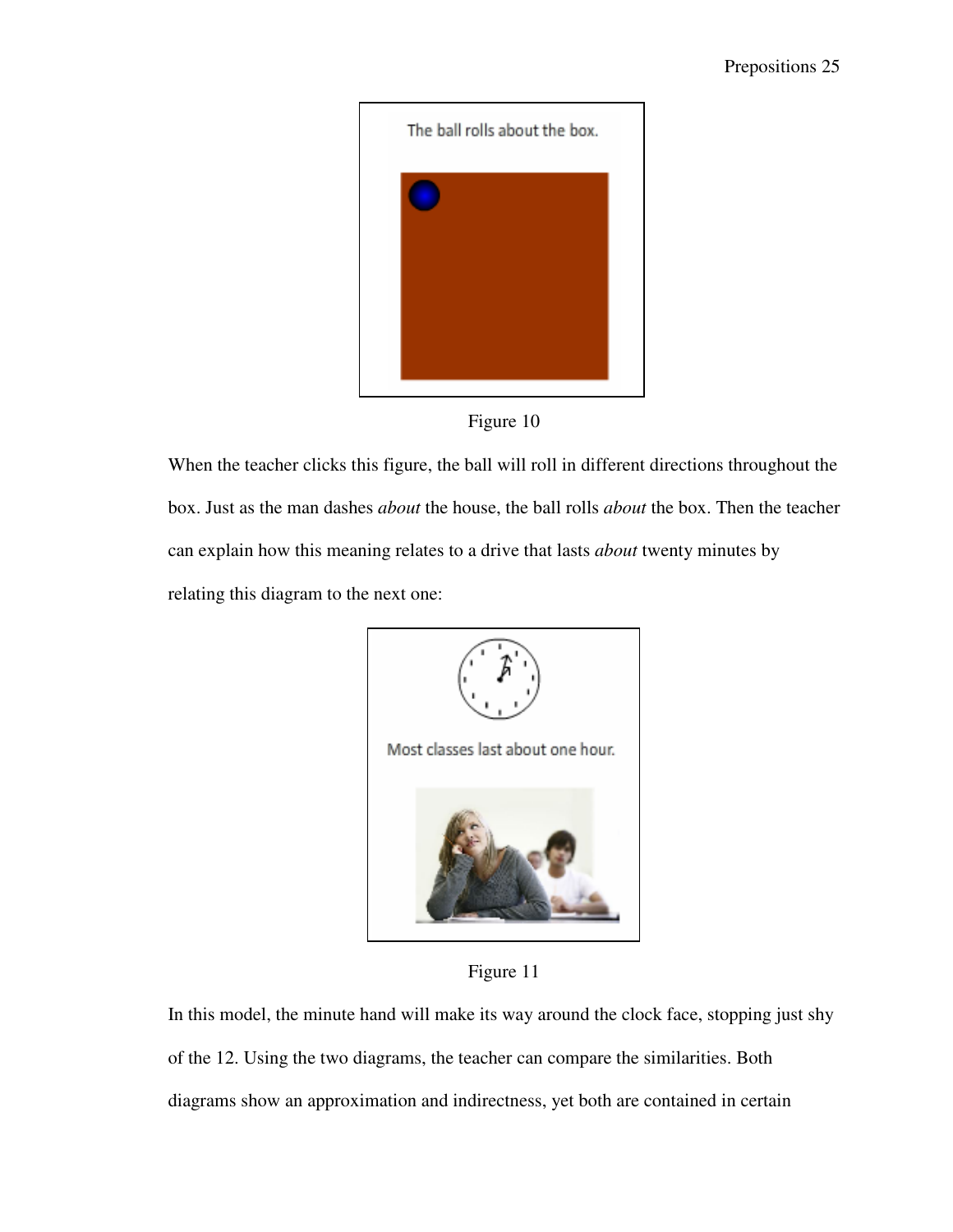The ball rolls about the box.

Figure 10

When the teacher clicks this figure, the ball will roll in different directions throughout the box. Just as the man dashes *about* the house, the ball rolls *about* the box. Then the teacher can explain how this meaning relates to a drive that lasts *about* twenty minutes by relating this diagram to the next one:

Most classes last about one hour.

Figure 11

In this model, the minute hand will make its way around the clock face, stopping just shy of the 12. Using the two diagrams, the teacher can compare the similarities. Both diagrams show an approximation and indirectness, yet both are contained in certain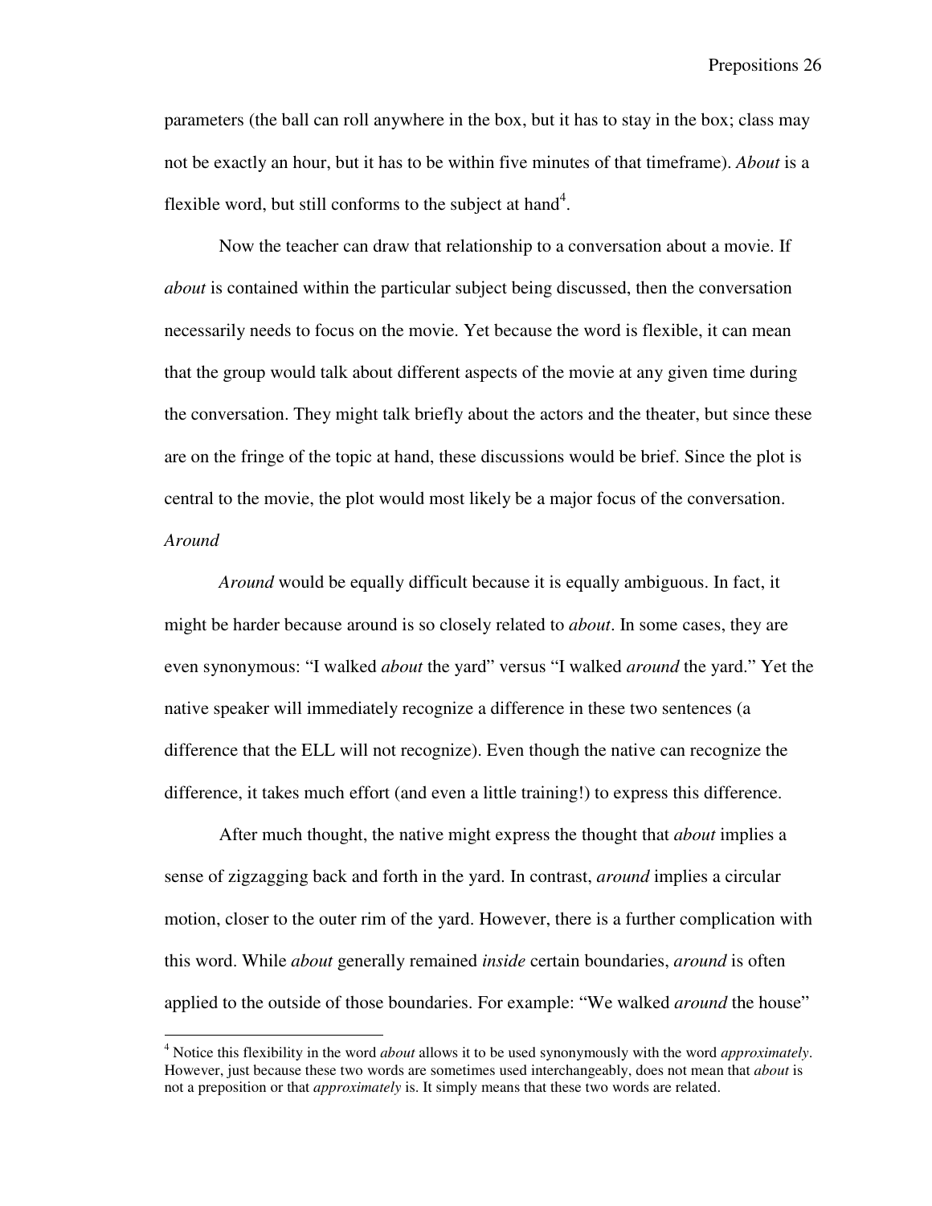parameters (the ball can roll anywhere in the box, but it has to stay in the box; class may not be exactly an hour, but it has to be within five minutes of that timeframe). *About* is a flexible word, but still conforms to the subject at hand[4].

Now the teacher can draw that relationship to a conversation about a movie. If *about* is contained within the particular subject being discussed, then the conversation necessarily needs to focus on the movie. Yet because the word is flexible, it can mean that the group would talk about different aspects of the movie at any given time during the conversation. They might talk briefly about the actors and the theater, but since these are on the fringe of the topic at hand, these discussions would be brief. Since the plot is central to the movie, the plot would most likely be a major focus of the conversation.

*Around*

*Around* would be equally difficult because it is equally ambiguous. In fact, it might be harder because around is so closely related to *about*. In some cases, they are even synonymous: "I walked *about* the yard" versus "I walked *around* the yard." Yet the native speaker will immediately recognize a difference in these two sentences (a difference that the ELL will not recognize). Even though the native can recognize the difference, it takes much effort (and even a little training!) to express this difference.

After much thought, the native might express the thought that *about* implies a sense of zigzagging back and forth in the yard. In contrast, *around* implies a circular motion, closer to the outer rim of the yard. However, there is a further complication with this word. While *about* generally remained *inside* certain boundaries, *around* is often applied to the outside of those boundaries. For example: "We walked *around* the house"

---

[4] Notice this flexibility in the word *about* allows it to be used synonymously with the word *approximately*. However, just because these two words are sometimes used interchangeably, does not mean that *about* is not a preposition or that *approximately* is. It simply means that these two words are related.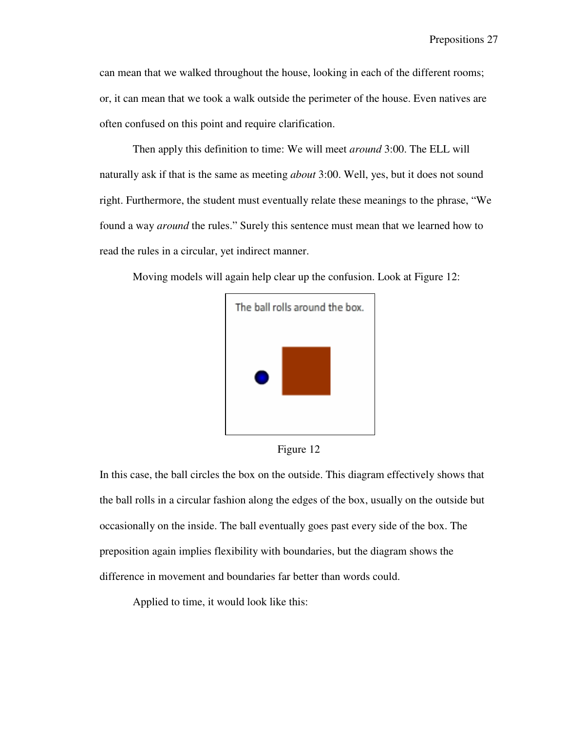can mean that we walked throughout the house, looking in each of the different rooms; or, it can mean that we took a walk outside the perimeter of the house. Even natives are often confused on this point and require clarification.

Then apply this definition to time: We will meet *around* 3:00. The ELL will naturally ask if that is the same as meeting *about* 3:00. Well, yes, but it does not sound right. Furthermore, the student must eventually relate these meanings to the phrase, "We found a way *around* the rules." Surely this sentence must mean that we learned how to read the rules in a circular, yet indirect manner.

Moving models will again help clear up the confusion. Look at Figure 12:

The ball rolls around the box.

Figure 12

In this case, the ball circles the box on the outside. This diagram effectively shows that the ball rolls in a circular fashion along the edges of the box, usually on the outside but occasionally on the inside. The ball eventually goes past every side of the box. The preposition again implies flexibility with boundaries, but the diagram shows the difference in movement and boundaries far better than words could.

Applied to time, it would look like this: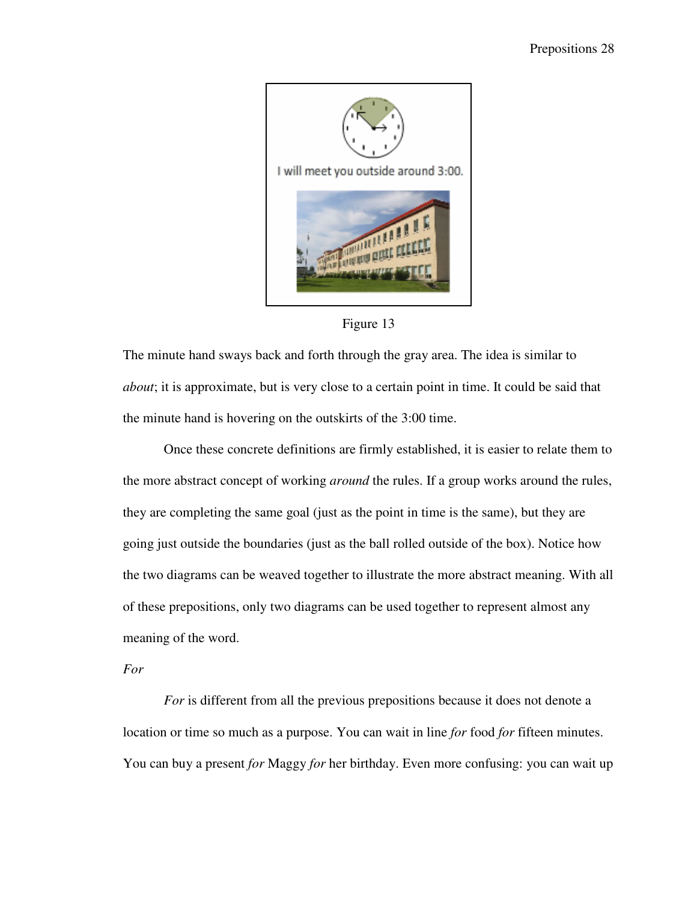I will meet you outside around 3:00.

Figure 13

The minute hand sways back and forth through the gray area. The idea is similar to *about*; it is approximate, but is very close to a certain point in time. It could be said that the minute hand is hovering on the outskirts of the 3:00 time.

Once these concrete definitions are firmly established, it is easier to relate them to the more abstract concept of working *around* the rules. If a group works around the rules, they are completing the same goal (just as the point in time is the same), but they are going just outside the boundaries (just as the ball rolled outside of the box). Notice how the two diagrams can be weaved together to illustrate the more abstract meaning. With all of these prepositions, only two diagrams can be used together to represent almost any meaning of the word.

*For*

*For* is different from all the previous prepositions because it does not denote a location or time so much as a purpose. You can wait in line *for* food *for* fifteen minutes. You can buy a present *for* Maggy *for* her birthday. Even more confusing: you can wait up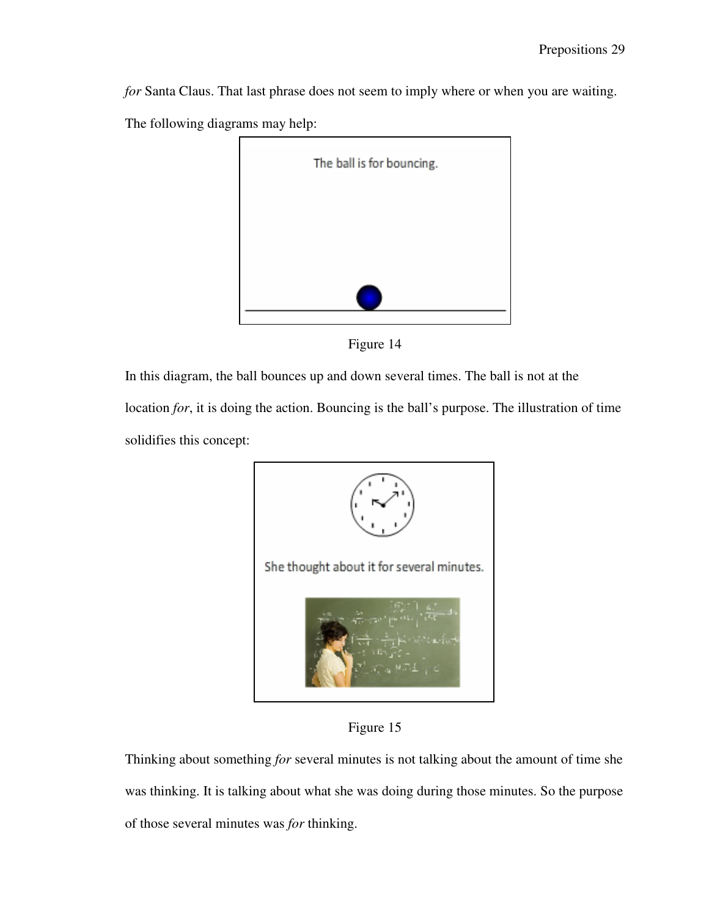*for* Santa Claus. That last phrase does not seem to imply where or when you are waiting. The following diagrams may help:

The ball is for bouncing.

Figure 14

In this diagram, the ball bounces up and down several times. The ball is not at the location *for*, it is doing the action. Bouncing is the ball's purpose. The illustration of time solidifies this concept:

She thought about it for several minutes.

Figure 15

Thinking about something *for* several minutes is not talking about the amount of time she was thinking. It is talking about what she was doing during those minutes. So the purpose of those several minutes was *for* thinking.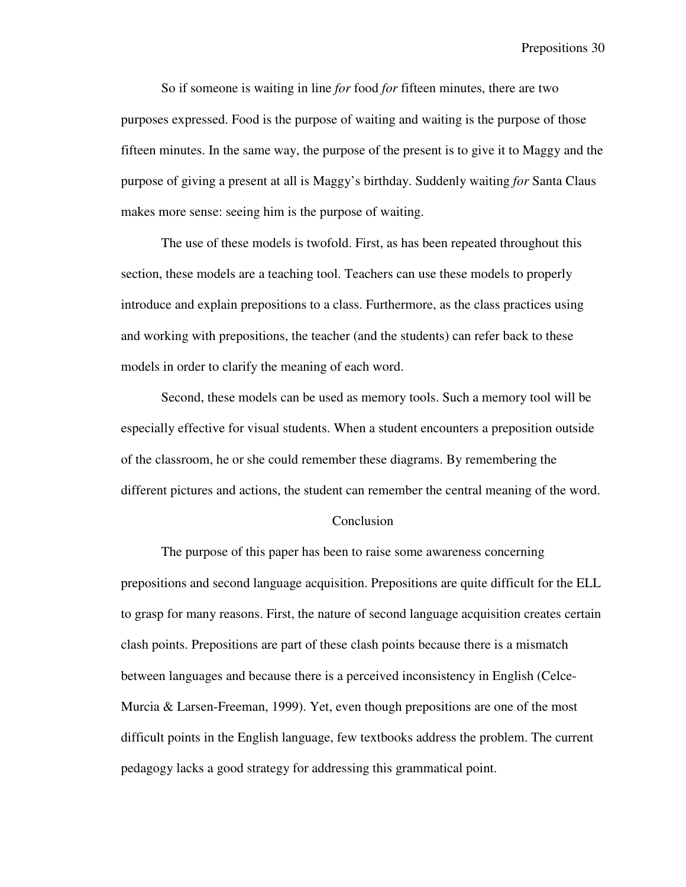So if someone is waiting in line *for* food *for* fifteen minutes, there are two purposes expressed. Food is the purpose of waiting and waiting is the purpose of those fifteen minutes. In the same way, the purpose of the present is to give it to Maggy and the purpose of giving a present at all is Maggy's birthday. Suddenly waiting *for* Santa Claus makes more sense: seeing him is the purpose of waiting.

The use of these models is twofold. First, as has been repeated throughout this section, these models are a teaching tool. Teachers can use these models to properly introduce and explain prepositions to a class. Furthermore, as the class practices using and working with prepositions, the teacher (and the students) can refer back to these models in order to clarify the meaning of each word.

Second, these models can be used as memory tools. Such a memory tool will be especially effective for visual students. When a student encounters a preposition outside of the classroom, he or she could remember these diagrams. By remembering the different pictures and actions, the student can remember the central meaning of the word.

## Conclusion

The purpose of this paper has been to raise some awareness concerning prepositions and second language acquisition. Prepositions are quite difficult for the ELL to grasp for many reasons. First, the nature of second language acquisition creates certain clash points. Prepositions are part of these clash points because there is a mismatch between languages and because there is a perceived inconsistency in English (Celce-Murcia & Larsen-Freeman, 1999). Yet, even though prepositions are one of the most difficult points in the English language, few textbooks address the problem. The current pedagogy lacks a good strategy for addressing this grammatical point.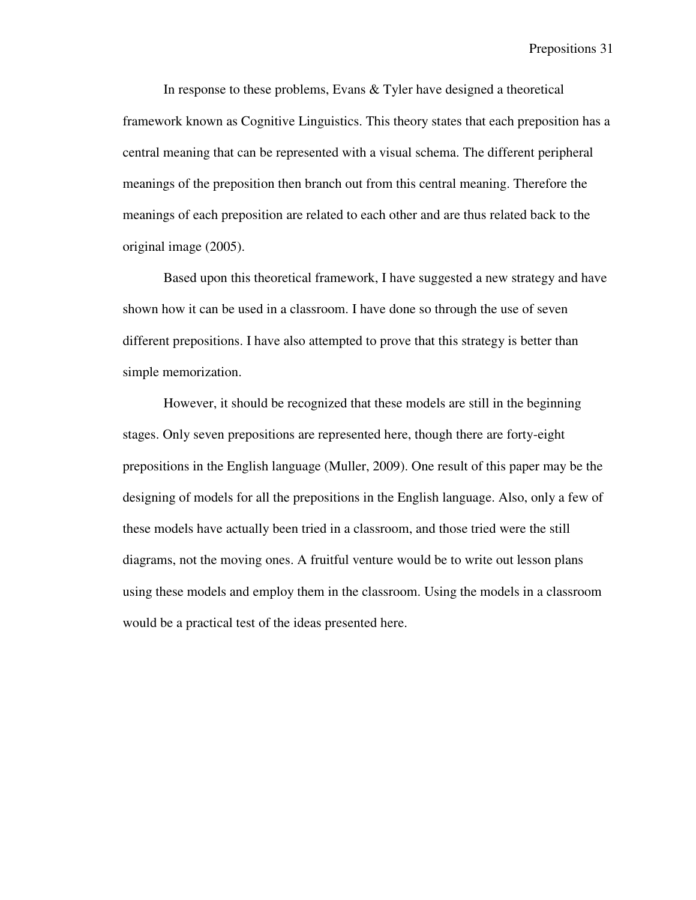In response to these problems, Evans & Tyler have designed a theoretical framework known as Cognitive Linguistics. This theory states that each preposition has a central meaning that can be represented with a visual schema. The different peripheral meanings of the preposition then branch out from this central meaning. Therefore the meanings of each preposition are related to each other and are thus related back to the original image (2005).

Based upon this theoretical framework, I have suggested a new strategy and have shown how it can be used in a classroom. I have done so through the use of seven different prepositions. I have also attempted to prove that this strategy is better than simple memorization.

However, it should be recognized that these models are still in the beginning stages. Only seven prepositions are represented here, though there are forty-eight prepositions in the English language (Muller, 2009). One result of this paper may be the designing of models for all the prepositions in the English language. Also, only a few of these models have actually been tried in a classroom, and those tried were the still diagrams, not the moving ones. A fruitful venture would be to write out lesson plans using these models and employ them in the classroom. Using the models in a classroom would be a practical test of the ideas presented here.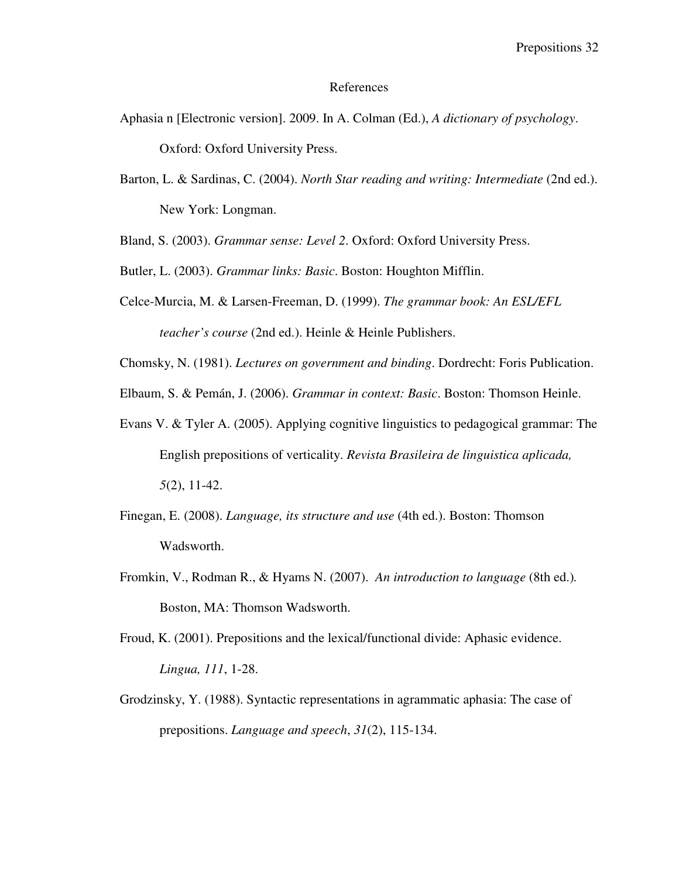# References

Aphasia n [Electronic version]. 2009. In A. Colman (Ed.), *A dictionary of psychology*. Oxford: Oxford University Press.

Barton, L. & Sardinas, C. (2004). *North Star reading and writing: Intermediate* (2nd ed.). New York: Longman.

Bland, S. (2003). *Grammar sense: Level 2*. Oxford: Oxford University Press.

Butler, L. (2003). *Grammar links: Basic*. Boston: Houghton Mifflin.

Celce-Murcia, M. & Larsen-Freeman, D. (1999). *The grammar book: An ESL/EFL teacher's course* (2nd ed.). Heinle & Heinle Publishers.

Chomsky, N. (1981). *Lectures on government and binding*. Dordrecht: Foris Publication.

Elbaum, S. & Pemán, J. (2006). *Grammar in context: Basic*. Boston: Thomson Heinle.

Evans V. & Tyler A. (2005). Applying cognitive linguistics to pedagogical grammar: The English prepositions of verticality. *Revista Brasileira de linguistica aplicada, 5*(2), 11-42.

Finegan, E. (2008). *Language, its structure and use* (4th ed.). Boston: Thomson Wadsworth.

Fromkin, V., Rodman R., & Hyams N. (2007). *An introduction to language* (8th ed.). Boston, MA: Thomson Wadsworth.

Froud, K. (2001). Prepositions and the lexical/functional divide: Aphasic evidence. *Lingua, 111*, 1-28.

Grodzinsky, Y. (1988). Syntactic representations in agrammatic aphasia: The case of prepositions. *Language and speech*, *31*(2), 115-134.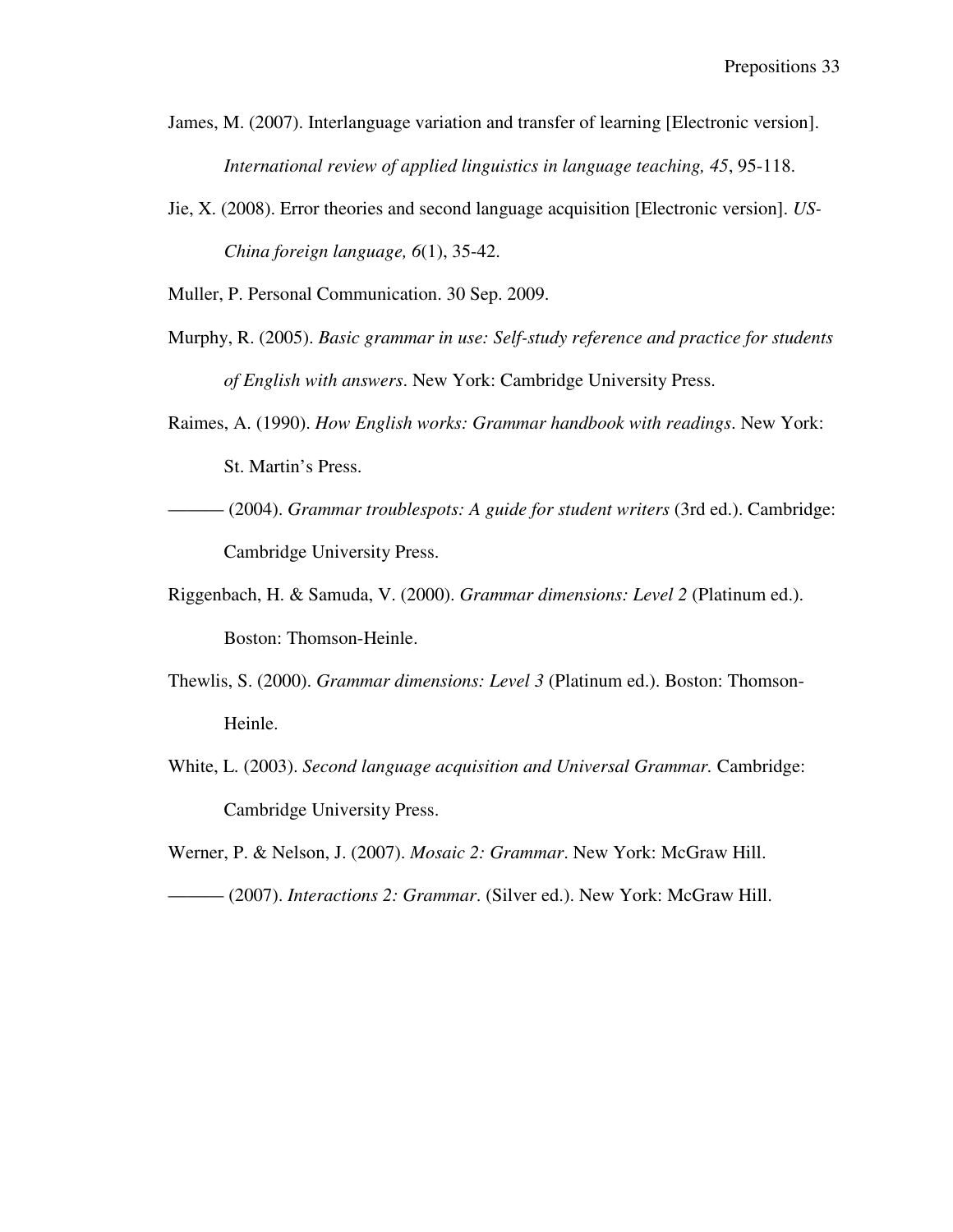James, M. (2007). Interlanguage variation and transfer of learning [Electronic version]. *International review of applied linguistics in language teaching, 45*, 95-118.

Jie, X. (2008). Error theories and second language acquisition [Electronic version]. *US-China foreign language, 6*(1), 35-42.

Muller, P. Personal Communication. 30 Sep. 2009.

Murphy, R. (2005). *Basic grammar in use: Self-study reference and practice for students of English with answers*. New York: Cambridge University Press.

Raimes, A. (1990). *How English works: Grammar handbook with readings*. New York: St. Martin's Press.

——— (2004). *Grammar troublespots: A guide for student writers* (3rd ed.). Cambridge: Cambridge University Press.

Riggenbach, H. & Samuda, V. (2000). *Grammar dimensions: Level 2* (Platinum ed.). Boston: Thomson-Heinle.

Thewlis, S. (2000). *Grammar dimensions: Level 3* (Platinum ed.). Boston: Thomson-Heinle.

White, L. (2003). *Second language acquisition and Universal Grammar.* Cambridge: Cambridge University Press.

Werner, P. & Nelson, J. (2007). *Mosaic 2: Grammar*. New York: McGraw Hill.

——— (2007). *Interactions 2: Grammar*. (Silver ed.). New York: McGraw Hill.